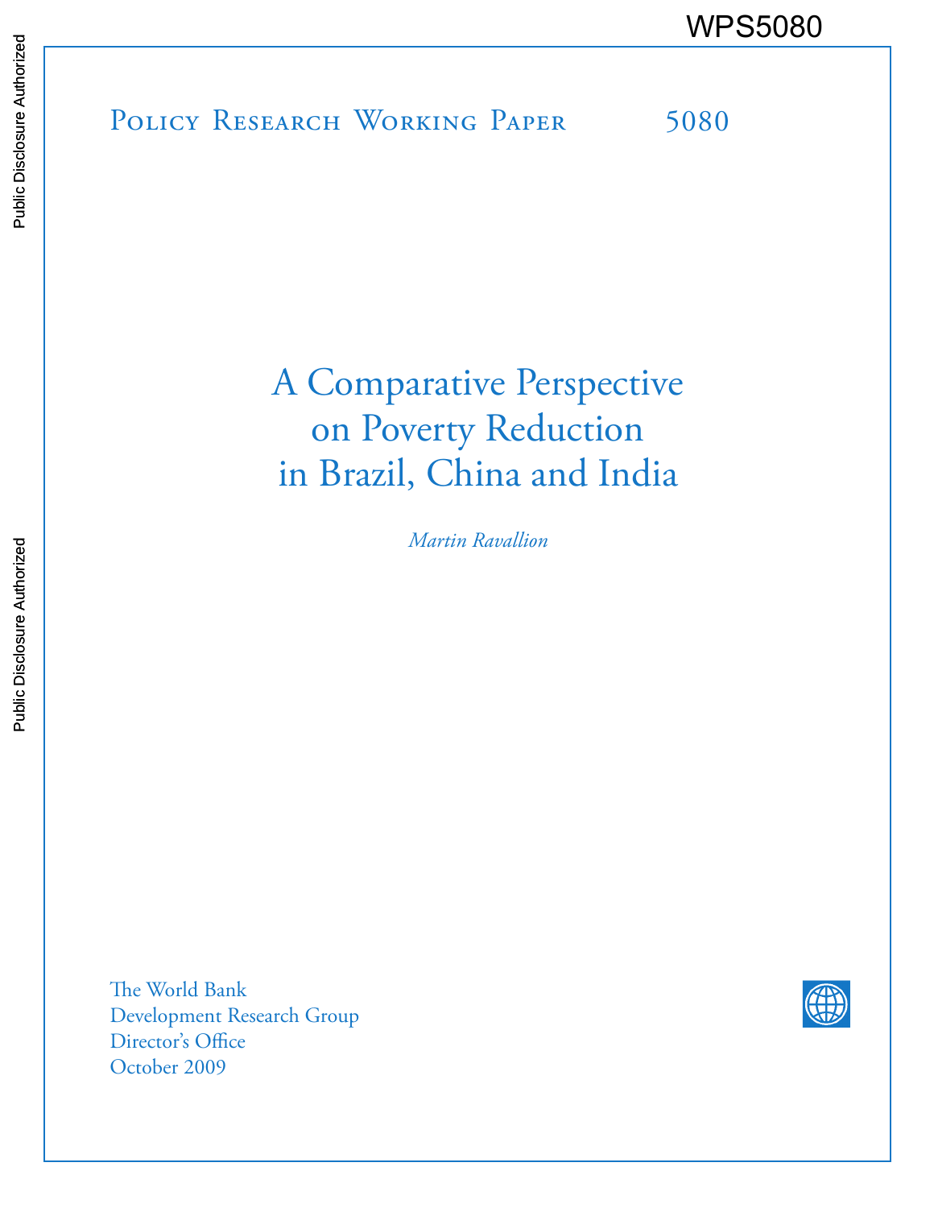WPS5080

Public Disclosure Authorized

Public Disclosure Authorized

Policy Research Working Paper 5080

# A Comparative Perspective on Poverty Reduction in Brazil, China and India

*Martin Ravallion*

The World Bank
Development Research Group
Director's Office
October 2009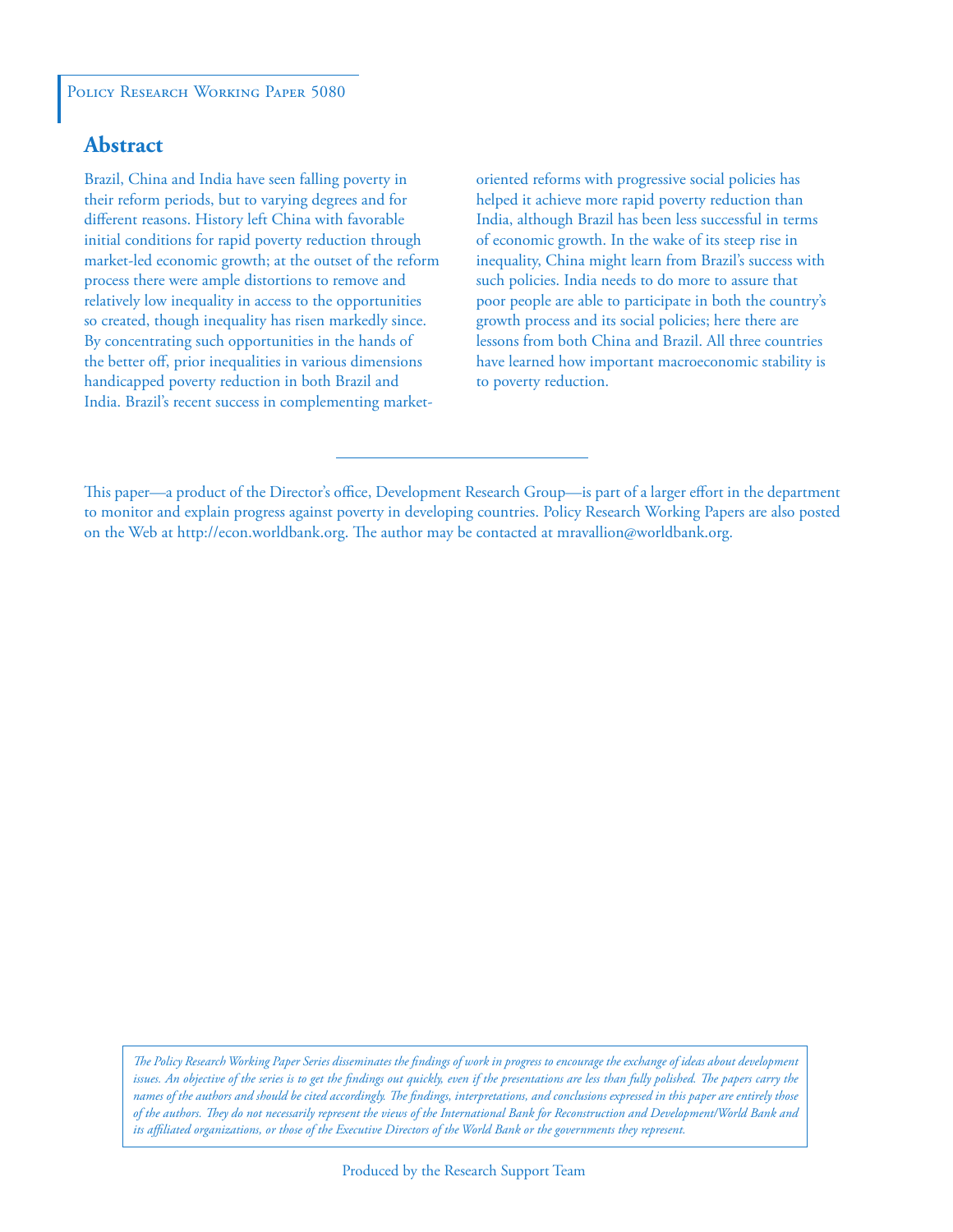Policy Research Working Paper 5080

## Abstract

Brazil, China and India have seen falling poverty in their reform periods, but to varying degrees and for different reasons. History left China with favorable initial conditions for rapid poverty reduction through market-led economic growth; at the outset of the reform process there were ample distortions to remove and relatively low inequality in access to the opportunities so created, though inequality has risen markedly since. By concentrating such opportunities in the hands of the better off, prior inequalities in various dimensions handicapped poverty reduction in both Brazil and India. Brazil's recent success in complementing market-oriented reforms with progressive social policies has helped it achieve more rapid poverty reduction than India, although Brazil has been less successful in terms of economic growth. In the wake of its steep rise in inequality, China might learn from Brazil's success with such policies. India needs to do more to assure that poor people are able to participate in both the country's growth process and its social policies; here there are lessons from both China and Brazil. All three countries have learned how important macroeconomic stability is to poverty reduction.

This paper—a product of the Director's office, Development Research Group—is part of a larger effort in the department to monitor and explain progress against poverty in developing countries. Policy Research Working Papers are also posted on the Web at http://econ.worldbank.org. The author may be contacted at mravallion@worldbank.org.

*The Policy Research Working Paper Series disseminates the findings of work in progress to encourage the exchange of ideas about development issues. An objective of the series is to get the findings out quickly, even if the presentations are less than fully polished. The papers carry the names of the authors and should be cited accordingly. The findings, interpretations, and conclusions expressed in this paper are entirely those of the authors. They do not necessarily represent the views of the International Bank for Reconstruction and Development/World Bank and its affiliated organizations, or those of the Executive Directors of the World Bank or the governments they represent.*

Produced by the Research Support Team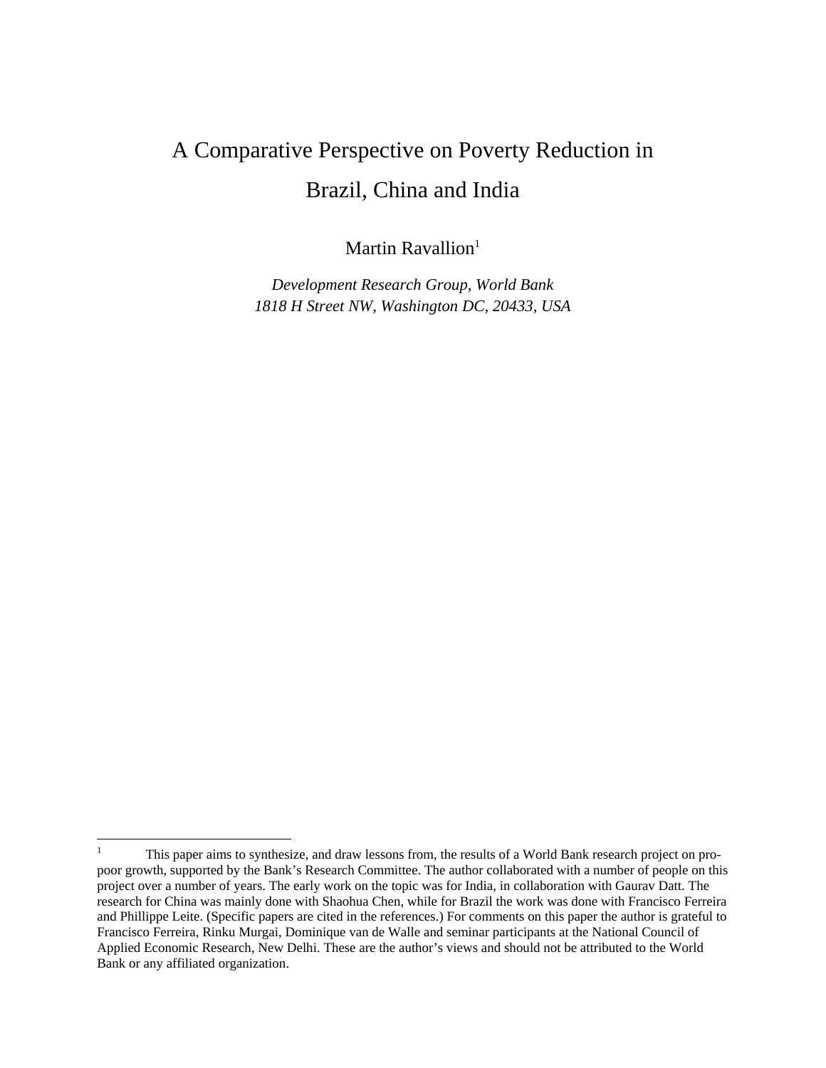# A Comparative Perspective on Poverty Reduction in Brazil, China and India

Martin Ravallion[1]

*Development Research Group, World Bank*
*1818 H Street NW, Washington DC, 20433, USA*

---

[1] This paper aims to synthesize, and draw lessons from, the results of a World Bank research project on pro-poor growth, supported by the Bank's Research Committee. The author collaborated with a number of people on this project over a number of years. The early work on the topic was for India, in collaboration with Gaurav Datt. The research for China was mainly done with Shaohua Chen, while for Brazil the work was done with Francisco Ferreira and Phillippe Leite. (Specific papers are cited in the references.) For comments on this paper the author is grateful to Francisco Ferreira, Rinku Murgai, Dominique van de Walle and seminar participants at the National Council of Applied Economic Research, New Delhi. These are the author's views and should not be attributed to the World Bank or any affiliated organization.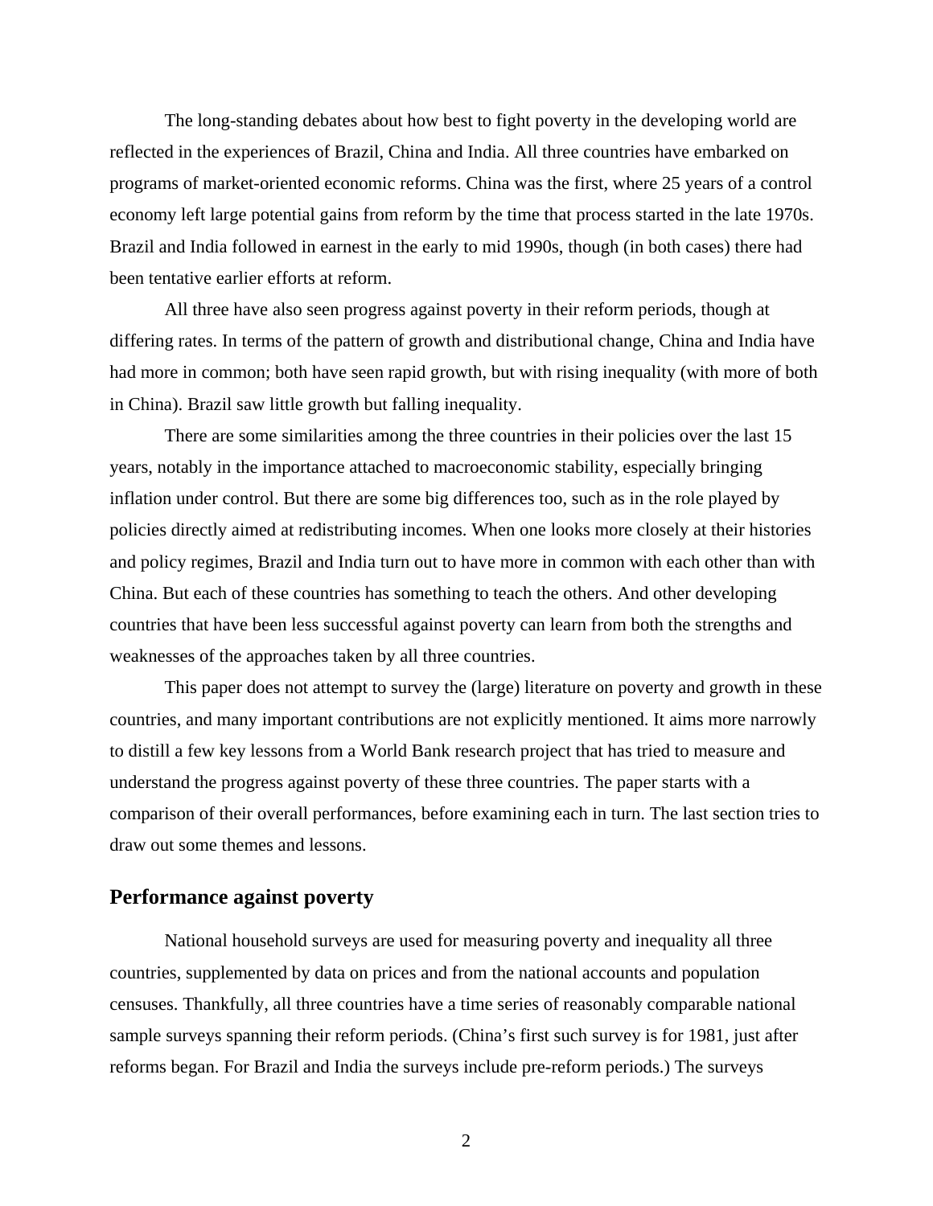The long-standing debates about how best to fight poverty in the developing world are reflected in the experiences of Brazil, China and India. All three countries have embarked on programs of market-oriented economic reforms. China was the first, where 25 years of a control economy left large potential gains from reform by the time that process started in the late 1970s. Brazil and India followed in earnest in the early to mid 1990s, though (in both cases) there had been tentative earlier efforts at reform.

All three have also seen progress against poverty in their reform periods, though at differing rates. In terms of the pattern of growth and distributional change, China and India have had more in common; both have seen rapid growth, but with rising inequality (with more of both in China). Brazil saw little growth but falling inequality.

There are some similarities among the three countries in their policies over the last 15 years, notably in the importance attached to macroeconomic stability, especially bringing inflation under control. But there are some big differences too, such as in the role played by policies directly aimed at redistributing incomes. When one looks more closely at their histories and policy regimes, Brazil and India turn out to have more in common with each other than with China. But each of these countries has something to teach the others. And other developing countries that have been less successful against poverty can learn from both the strengths and weaknesses of the approaches taken by all three countries.

This paper does not attempt to survey the (large) literature on poverty and growth in these countries, and many important contributions are not explicitly mentioned. It aims more narrowly to distill a few key lessons from a World Bank research project that has tried to measure and understand the progress against poverty of these three countries. The paper starts with a comparison of their overall performances, before examining each in turn. The last section tries to draw out some themes and lessons.

## Performance against poverty

National household surveys are used for measuring poverty and inequality all three countries, supplemented by data on prices and from the national accounts and population censuses. Thankfully, all three countries have a time series of reasonably comparable national sample surveys spanning their reform periods. (China's first such survey is for 1981, just after reforms began. For Brazil and India the surveys include pre-reform periods.) The surveys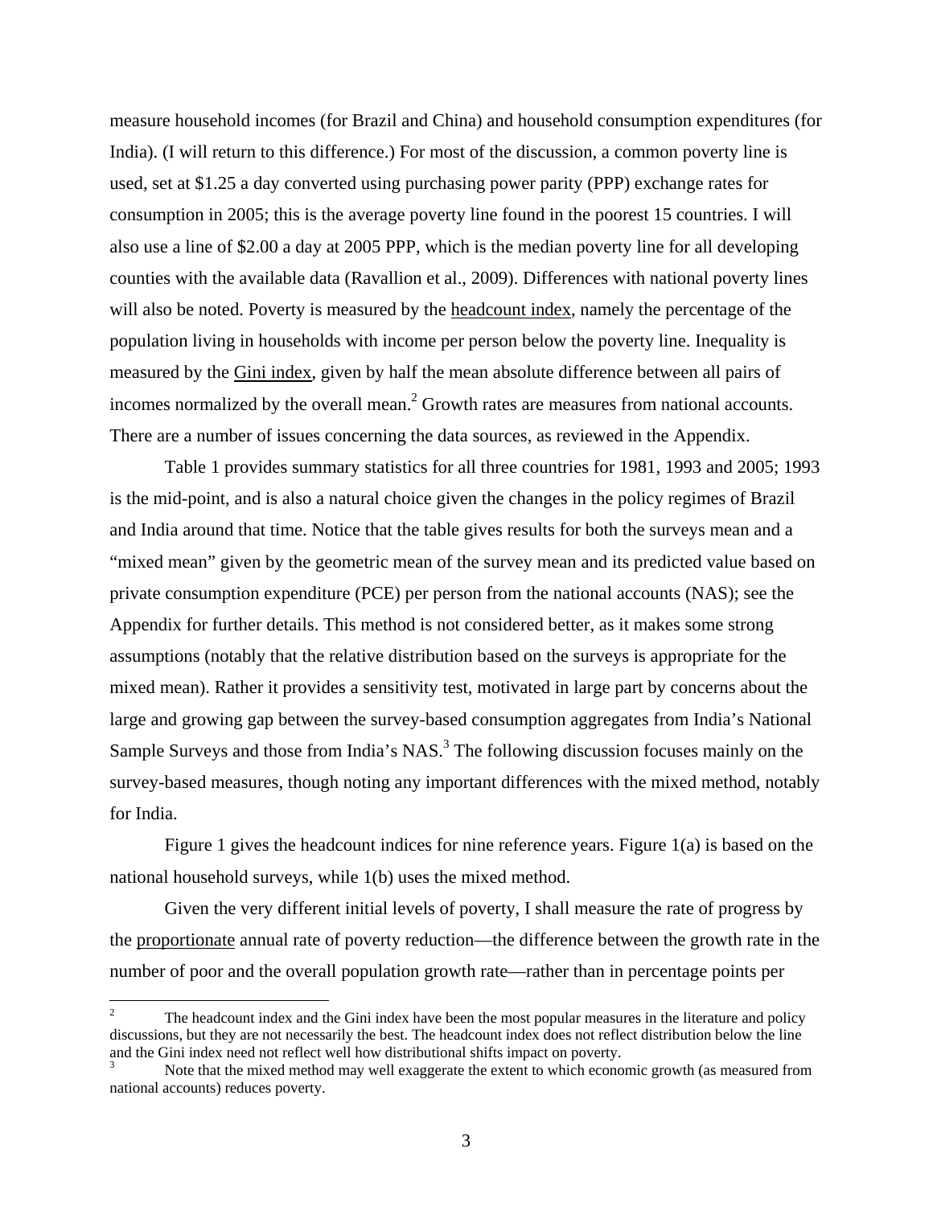measure household incomes (for Brazil and China) and household consumption expenditures (for India). (I will return to this difference.) For most of the discussion, a common poverty line is used, set at $1.25 a day converted using purchasing power parity (PPP) exchange rates for consumption in 2005; this is the average poverty line found in the poorest 15 countries. I will also use a line of $2.00 a day at 2005 PPP, which is the median poverty line for all developing counties with the available data (Ravallion et al., 2009). Differences with national poverty lines will also be noted. Poverty is measured by the <u>headcount index</u>, namely the percentage of the population living in households with income per person below the poverty line. Inequality is measured by the <u>Gini index</u>, given by half the mean absolute difference between all pairs of incomes normalized by the overall mean.[2] Growth rates are measures from national accounts. There are a number of issues concerning the data sources, as reviewed in the Appendix.

Table 1 provides summary statistics for all three countries for 1981, 1993 and 2005; 1993 is the mid-point, and is also a natural choice given the changes in the policy regimes of Brazil and India around that time. Notice that the table gives results for both the surveys mean and a "mixed mean" given by the geometric mean of the survey mean and its predicted value based on private consumption expenditure (PCE) per person from the national accounts (NAS); see the Appendix for further details. This method is not considered better, as it makes some strong assumptions (notably that the relative distribution based on the surveys is appropriate for the mixed mean). Rather it provides a sensitivity test, motivated in large part by concerns about the large and growing gap between the survey-based consumption aggregates from India's National Sample Surveys and those from India's NAS.[3] The following discussion focuses mainly on the survey-based measures, though noting any important differences with the mixed method, notably for India.

Figure 1 gives the headcount indices for nine reference years. Figure 1(a) is based on the national household surveys, while 1(b) uses the mixed method.

Given the very different initial levels of poverty, I shall measure the rate of progress by the <u>proportionate</u> annual rate of poverty reduction—the difference between the growth rate in the number of poor and the overall population growth rate—rather than in percentage points per

---

[2] The headcount index and the Gini index have been the most popular measures in the literature and policy discussions, but they are not necessarily the best. The headcount index does not reflect distribution below the line and the Gini index need not reflect well how distributional shifts impact on poverty.

[3] Note that the mixed method may well exaggerate the extent to which economic growth (as measured from national accounts) reduces poverty.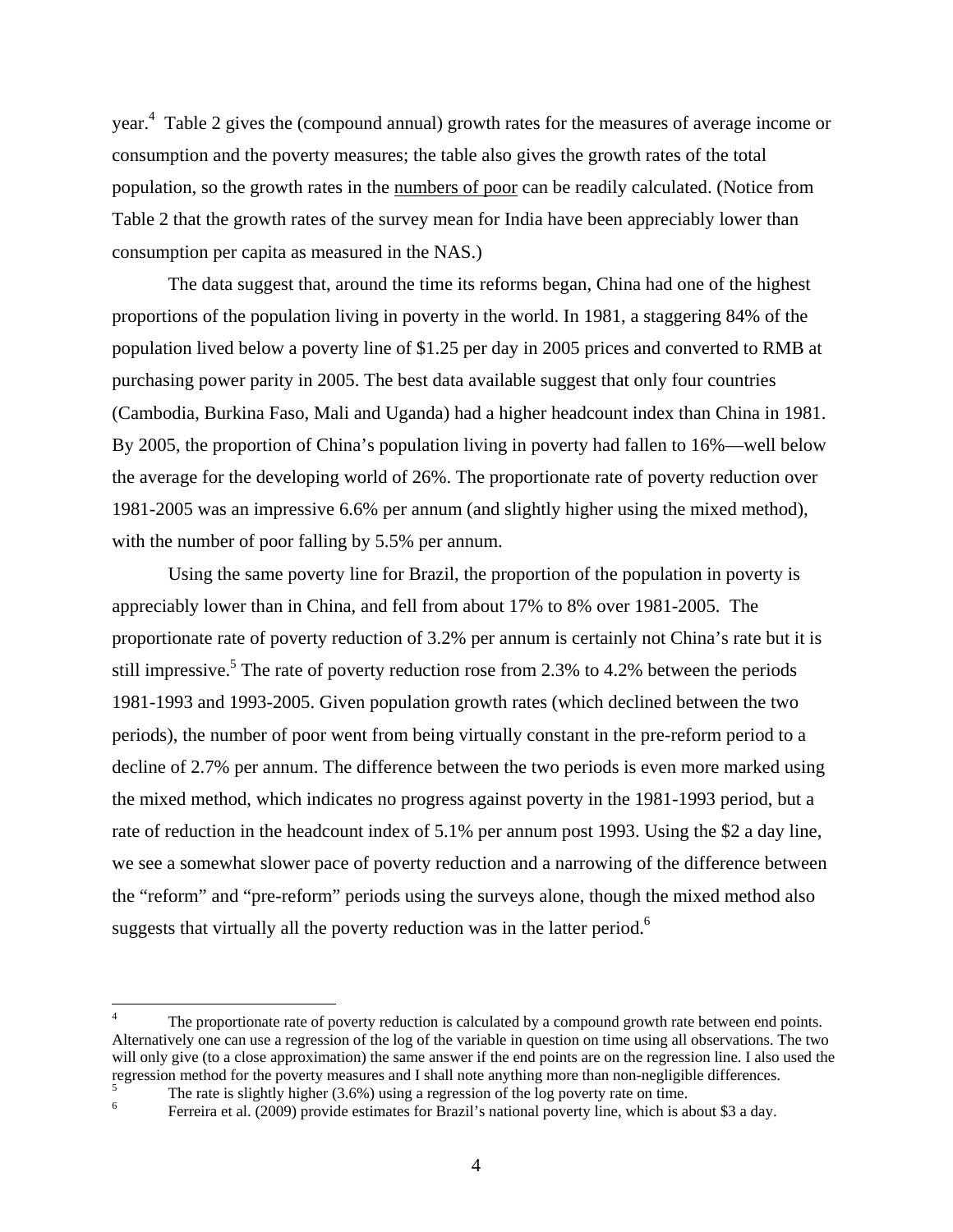year.[4] Table 2 gives the (compound annual) growth rates for the measures of average income or consumption and the poverty measures; the table also gives the growth rates of the total population, so the growth rates in the numbers of poor can be readily calculated. (Notice from Table 2 that the growth rates of the survey mean for India have been appreciably lower than consumption per capita as measured in the NAS.)

The data suggest that, around the time its reforms began, China had one of the highest proportions of the population living in poverty in the world. In 1981, a staggering 84% of the population lived below a poverty line of $1.25 per day in 2005 prices and converted to RMB at purchasing power parity in 2005. The best data available suggest that only four countries (Cambodia, Burkina Faso, Mali and Uganda) had a higher headcount index than China in 1981. By 2005, the proportion of China's population living in poverty had fallen to 16%—well below the average for the developing world of 26%. The proportionate rate of poverty reduction over 1981-2005 was an impressive 6.6% per annum (and slightly higher using the mixed method), with the number of poor falling by 5.5% per annum.

Using the same poverty line for Brazil, the proportion of the population in poverty is appreciably lower than in China, and fell from about 17% to 8% over 1981-2005. The proportionate rate of poverty reduction of 3.2% per annum is certainly not China's rate but it is still impressive.[5] The rate of poverty reduction rose from 2.3% to 4.2% between the periods 1981-1993 and 1993-2005. Given population growth rates (which declined between the two periods), the number of poor went from being virtually constant in the pre-reform period to a decline of 2.7% per annum. The difference between the two periods is even more marked using the mixed method, which indicates no progress against poverty in the 1981-1993 period, but a rate of reduction in the headcount index of 5.1% per annum post 1993. Using the $2 a day line, we see a somewhat slower pace of poverty reduction and a narrowing of the difference between the "reform" and "pre-reform" periods using the surveys alone, though the mixed method also suggests that virtually all the poverty reduction was in the latter period.[6]

---

[4] The proportionate rate of poverty reduction is calculated by a compound growth rate between end points. Alternatively one can use a regression of the log of the variable in question on time using all observations. The two will only give (to a close approximation) the same answer if the end points are on the regression line. I also used the regression method for the poverty measures and I shall note anything more than non-negligible differences.

[5] The rate is slightly higher (3.6%) using a regression of the log poverty rate on time.

[6] Ferreira et al. (2009) provide estimates for Brazil's national poverty line, which is about $3 a day.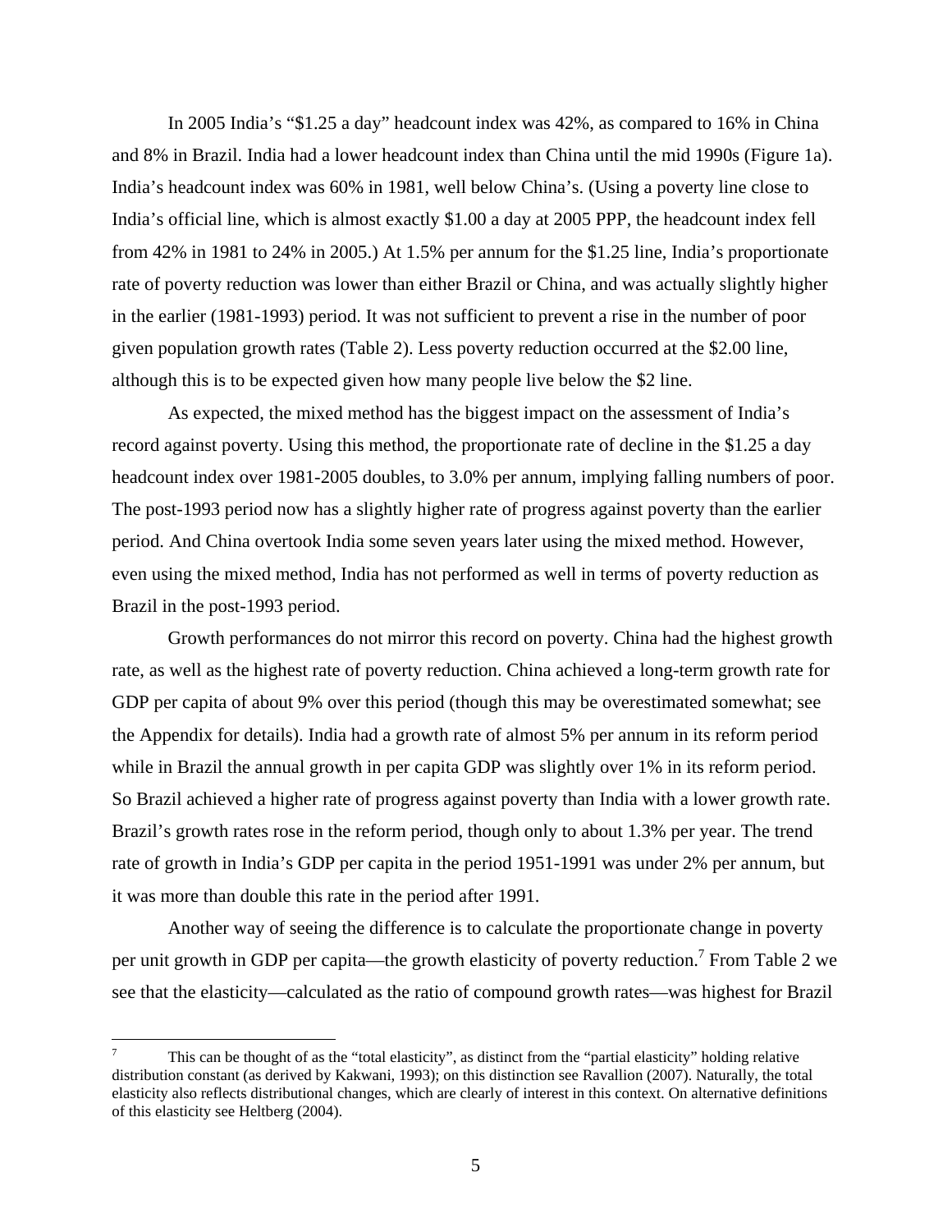In 2005 India's "$1.25 a day" headcount index was 42%, as compared to 16% in China and 8% in Brazil. India had a lower headcount index than China until the mid 1990s (Figure 1a). India's headcount index was 60% in 1981, well below China's. (Using a poverty line close to India's official line, which is almost exactly $1.00 a day at 2005 PPP, the headcount index fell from 42% in 1981 to 24% in 2005.) At 1.5% per annum for the $1.25 line, India's proportionate rate of poverty reduction was lower than either Brazil or China, and was actually slightly higher in the earlier (1981-1993) period. It was not sufficient to prevent a rise in the number of poor given population growth rates (Table 2). Less poverty reduction occurred at the $2.00 line, although this is to be expected given how many people live below the $2 line.

As expected, the mixed method has the biggest impact on the assessment of India's record against poverty. Using this method, the proportionate rate of decline in the $1.25 a day headcount index over 1981-2005 doubles, to 3.0% per annum, implying falling numbers of poor. The post-1993 period now has a slightly higher rate of progress against poverty than the earlier period. And China overtook India some seven years later using the mixed method. However, even using the mixed method, India has not performed as well in terms of poverty reduction as Brazil in the post-1993 period.

Growth performances do not mirror this record on poverty. China had the highest growth rate, as well as the highest rate of poverty reduction. China achieved a long-term growth rate for GDP per capita of about 9% over this period (though this may be overestimated somewhat; see the Appendix for details). India had a growth rate of almost 5% per annum in its reform period while in Brazil the annual growth in per capita GDP was slightly over 1% in its reform period. So Brazil achieved a higher rate of progress against poverty than India with a lower growth rate. Brazil's growth rates rose in the reform period, though only to about 1.3% per year. The trend rate of growth in India's GDP per capita in the period 1951-1991 was under 2% per annum, but it was more than double this rate in the period after 1991.

Another way of seeing the difference is to calculate the proportionate change in poverty per unit growth in GDP per capita—the growth elasticity of poverty reduction.[7] From Table 2 we see that the elasticity—calculated as the ratio of compound growth rates—was highest for Brazil

---

[7] This can be thought of as the "total elasticity", as distinct from the "partial elasticity" holding relative distribution constant (as derived by Kakwani, 1993); on this distinction see Ravallion (2007). Naturally, the total elasticity also reflects distributional changes, which are clearly of interest in this context. On alternative definitions of this elasticity see Heltberg (2004).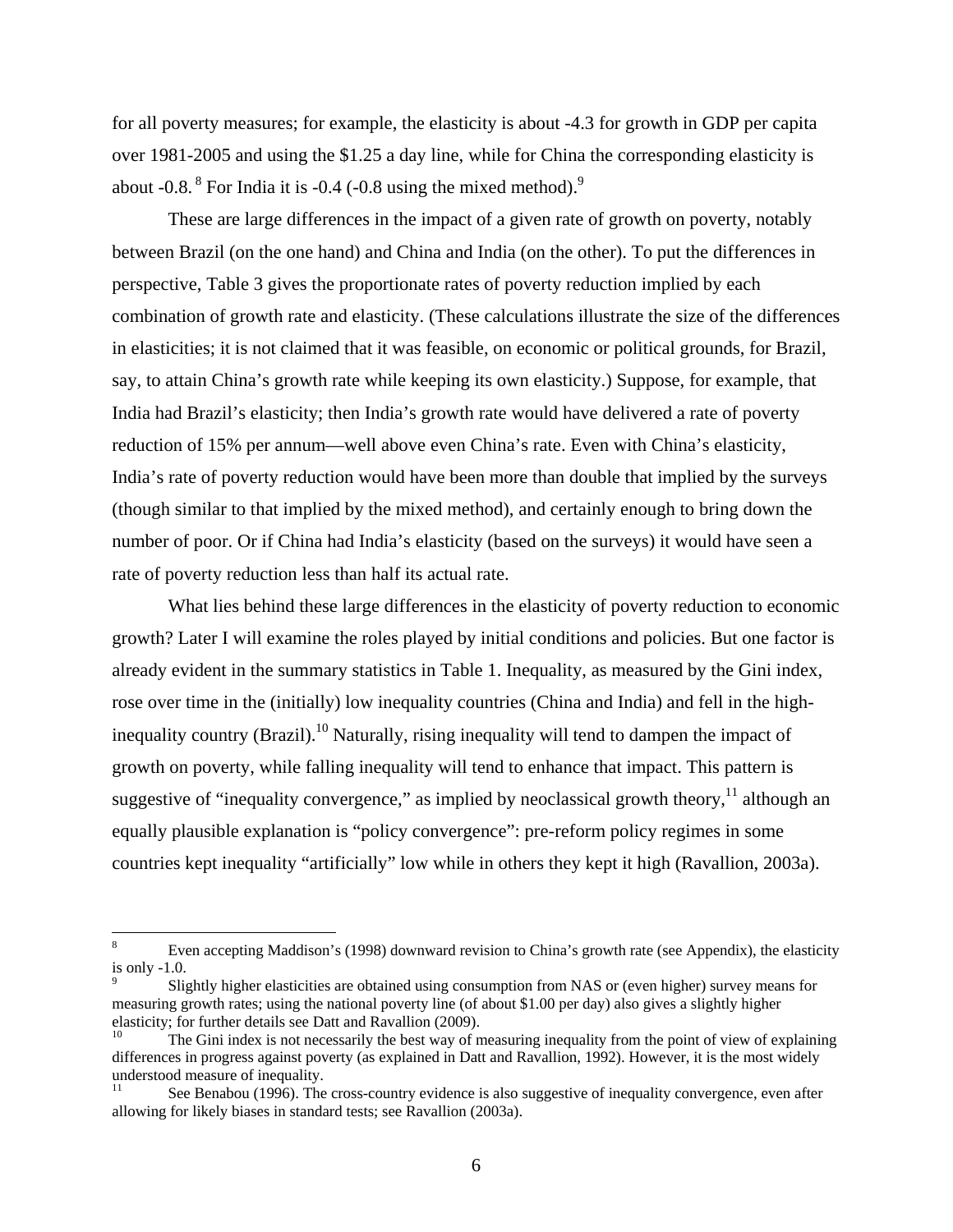for all poverty measures; for example, the elasticity is about -4.3 for growth in GDP per capita over 1981-2005 and using the $1.25 a day line, while for China the corresponding elasticity is about -0.8.[8] For India it is -0.4 (-0.8 using the mixed method).[9]

These are large differences in the impact of a given rate of growth on poverty, notably between Brazil (on the one hand) and China and India (on the other). To put the differences in perspective, Table 3 gives the proportionate rates of poverty reduction implied by each combination of growth rate and elasticity. (These calculations illustrate the size of the differences in elasticities; it is not claimed that it was feasible, on economic or political grounds, for Brazil, say, to attain China's growth rate while keeping its own elasticity.) Suppose, for example, that India had Brazil's elasticity; then India's growth rate would have delivered a rate of poverty reduction of 15% per annum—well above even China's rate. Even with China's elasticity, India's rate of poverty reduction would have been more than double that implied by the surveys (though similar to that implied by the mixed method), and certainly enough to bring down the number of poor. Or if China had India's elasticity (based on the surveys) it would have seen a rate of poverty reduction less than half its actual rate.

What lies behind these large differences in the elasticity of poverty reduction to economic growth? Later I will examine the roles played by initial conditions and policies. But one factor is already evident in the summary statistics in Table 1. Inequality, as measured by the Gini index, rose over time in the (initially) low inequality countries (China and India) and fell in the high-inequality country (Brazil).[10] Naturally, rising inequality will tend to dampen the impact of growth on poverty, while falling inequality will tend to enhance that impact. This pattern is suggestive of "inequality convergence," as implied by neoclassical growth theory,[11] although an equally plausible explanation is "policy convergence": pre-reform policy regimes in some countries kept inequality "artificially" low while in others they kept it high (Ravallion, 2003a).

---

[8] Even accepting Maddison's (1998) downward revision to China's growth rate (see Appendix), the elasticity is only -1.0.

[9] Slightly higher elasticities are obtained using consumption from NAS or (even higher) survey means for measuring growth rates; using the national poverty line (of about $1.00 per day) also gives a slightly higher elasticity; for further details see Datt and Ravallion (2009).

[10] The Gini index is not necessarily the best way of measuring inequality from the point of view of explaining differences in progress against poverty (as explained in Datt and Ravallion, 1992). However, it is the most widely understood measure of inequality.

[11] See Benabou (1996). The cross-country evidence is also suggestive of inequality convergence, even after allowing for likely biases in standard tests; see Ravallion (2003a).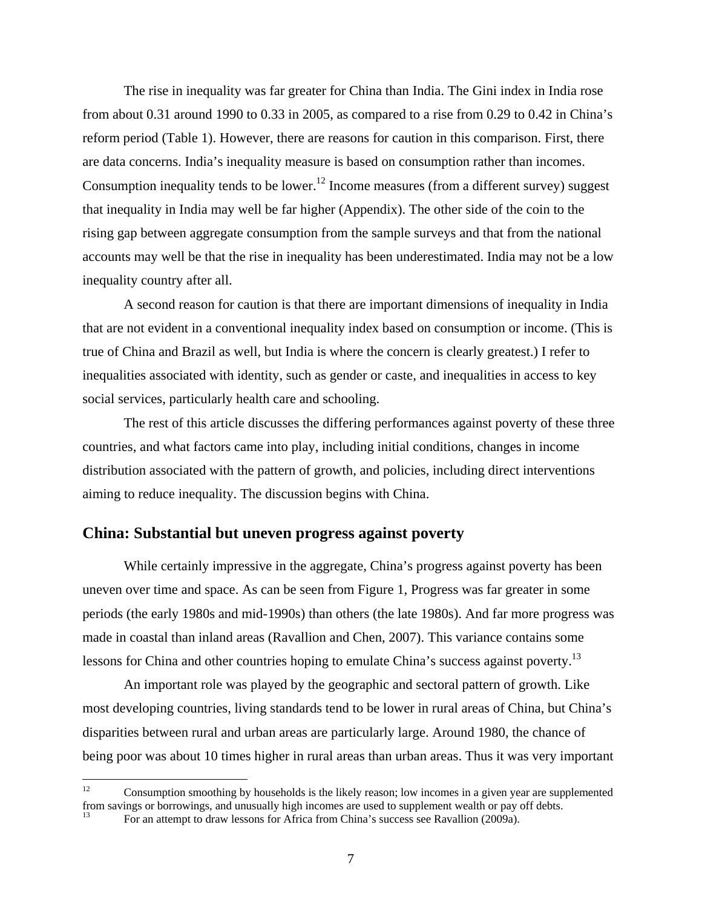The rise in inequality was far greater for China than India. The Gini index in India rose from about 0.31 around 1990 to 0.33 in 2005, as compared to a rise from 0.29 to 0.42 in China's reform period (Table 1). However, there are reasons for caution in this comparison. First, there are data concerns. India's inequality measure is based on consumption rather than incomes. Consumption inequality tends to be lower.[12] Income measures (from a different survey) suggest that inequality in India may well be far higher (Appendix). The other side of the coin to the rising gap between aggregate consumption from the sample surveys and that from the national accounts may well be that the rise in inequality has been underestimated. India may not be a low inequality country after all.

A second reason for caution is that there are important dimensions of inequality in India that are not evident in a conventional inequality index based on consumption or income. (This is true of China and Brazil as well, but India is where the concern is clearly greatest.) I refer to inequalities associated with identity, such as gender or caste, and inequalities in access to key social services, particularly health care and schooling.

The rest of this article discusses the differing performances against poverty of these three countries, and what factors came into play, including initial conditions, changes in income distribution associated with the pattern of growth, and policies, including direct interventions aiming to reduce inequality. The discussion begins with China.

## China: Substantial but uneven progress against poverty

While certainly impressive in the aggregate, China's progress against poverty has been uneven over time and space. As can be seen from Figure 1, Progress was far greater in some periods (the early 1980s and mid-1990s) than others (the late 1980s). And far more progress was made in coastal than inland areas (Ravallion and Chen, 2007). This variance contains some lessons for China and other countries hoping to emulate China's success against poverty.[13]

An important role was played by the geographic and sectoral pattern of growth. Like most developing countries, living standards tend to be lower in rural areas of China, but China's disparities between rural and urban areas are particularly large. Around 1980, the chance of being poor was about 10 times higher in rural areas than urban areas. Thus it was very important

[12] Consumption smoothing by households is the likely reason; low incomes in a given year are supplemented from savings or borrowings, and unusually high incomes are used to supplement wealth or pay off debts.

[13] For an attempt to draw lessons for Africa from China's success see Ravallion (2009a).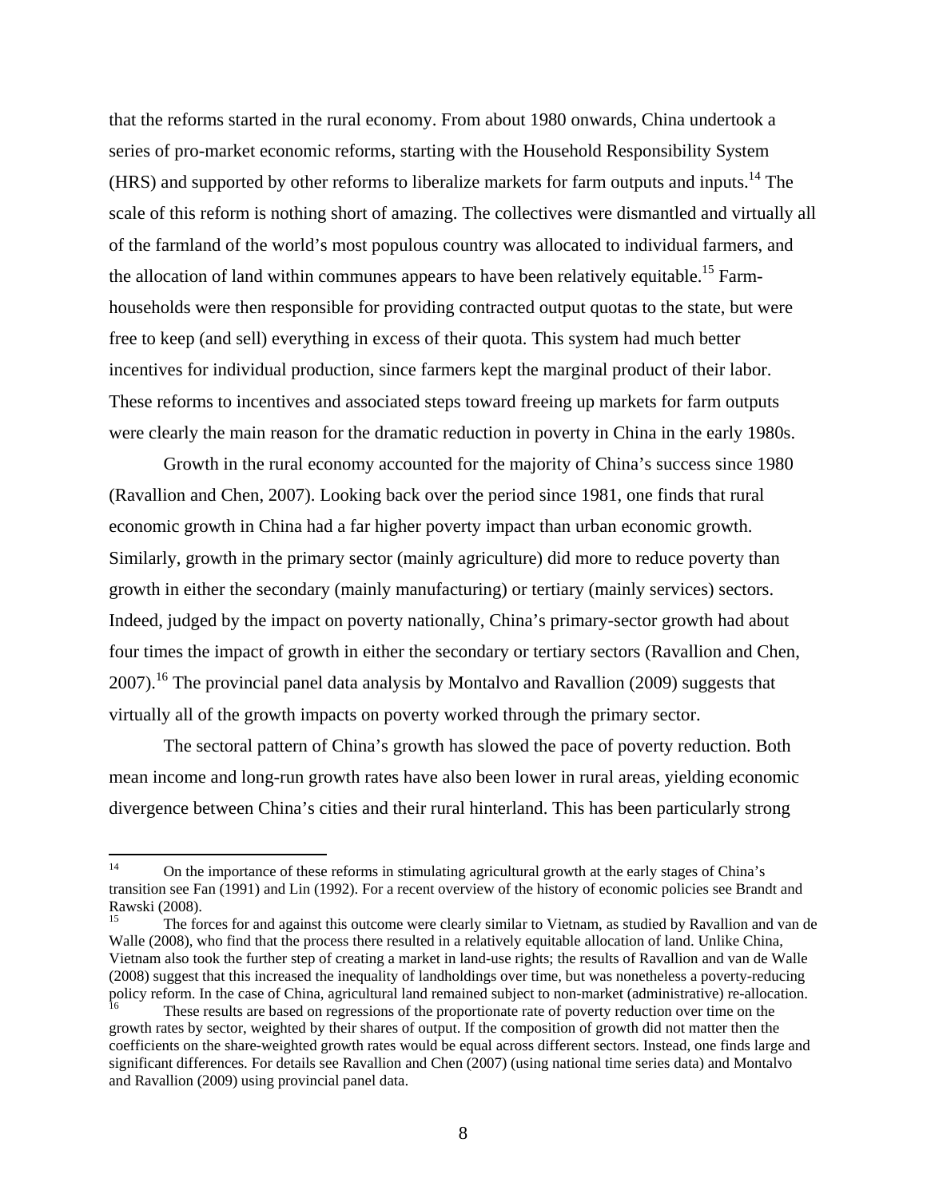that the reforms started in the rural economy. From about 1980 onwards, China undertook a series of pro-market economic reforms, starting with the Household Responsibility System (HRS) and supported by other reforms to liberalize markets for farm outputs and inputs.[14] The scale of this reform is nothing short of amazing. The collectives were dismantled and virtually all of the farmland of the world's most populous country was allocated to individual farmers, and the allocation of land within communes appears to have been relatively equitable.[15] Farm-households were then responsible for providing contracted output quotas to the state, but were free to keep (and sell) everything in excess of their quota. This system had much better incentives for individual production, since farmers kept the marginal product of their labor. These reforms to incentives and associated steps toward freeing up markets for farm outputs were clearly the main reason for the dramatic reduction in poverty in China in the early 1980s.

Growth in the rural economy accounted for the majority of China's success since 1980 (Ravallion and Chen, 2007). Looking back over the period since 1981, one finds that rural economic growth in China had a far higher poverty impact than urban economic growth. Similarly, growth in the primary sector (mainly agriculture) did more to reduce poverty than growth in either the secondary (mainly manufacturing) or tertiary (mainly services) sectors. Indeed, judged by the impact on poverty nationally, China's primary-sector growth had about four times the impact of growth in either the secondary or tertiary sectors (Ravallion and Chen, 2007).[16] The provincial panel data analysis by Montalvo and Ravallion (2009) suggests that virtually all of the growth impacts on poverty worked through the primary sector.

The sectoral pattern of China's growth has slowed the pace of poverty reduction. Both mean income and long-run growth rates have also been lower in rural areas, yielding economic divergence between China's cities and their rural hinterland. This has been particularly strong

---

[14] On the importance of these reforms in stimulating agricultural growth at the early stages of China's transition see Fan (1991) and Lin (1992). For a recent overview of the history of economic policies see Brandt and Rawski (2008).

[15] The forces for and against this outcome were clearly similar to Vietnam, as studied by Ravallion and van de Walle (2008), who find that the process there resulted in a relatively equitable allocation of land. Unlike China, Vietnam also took the further step of creating a market in land-use rights; the results of Ravallion and van de Walle (2008) suggest that this increased the inequality of landholdings over time, but was nonetheless a poverty-reducing policy reform. In the case of China, agricultural land remained subject to non-market (administrative) re-allocation.

[16] These results are based on regressions of the proportionate rate of poverty reduction over time on the growth rates by sector, weighted by their shares of output. If the composition of growth did not matter then the coefficients on the share-weighted growth rates would be equal across different sectors. Instead, one finds large and significant differences. For details see Ravallion and Chen (2007) (using national time series data) and Montalvo and Ravallion (2009) using provincial panel data.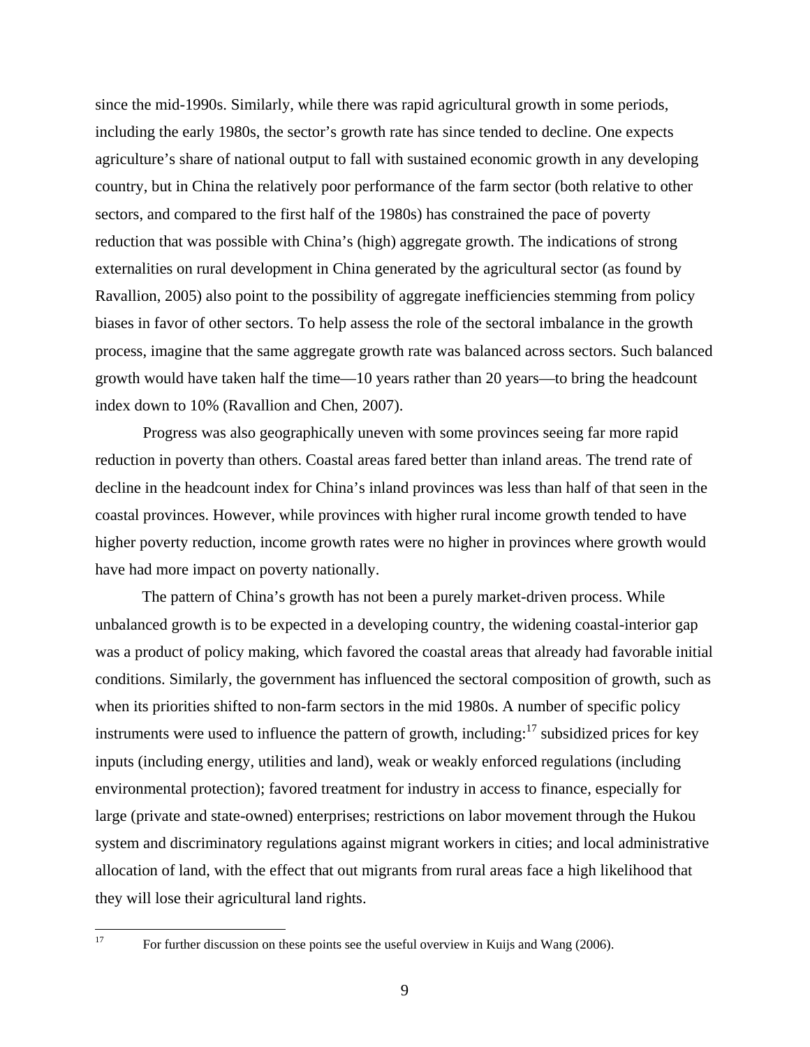since the mid-1990s. Similarly, while there was rapid agricultural growth in some periods, including the early 1980s, the sector's growth rate has since tended to decline. One expects agriculture's share of national output to fall with sustained economic growth in any developing country, but in China the relatively poor performance of the farm sector (both relative to other sectors, and compared to the first half of the 1980s) has constrained the pace of poverty reduction that was possible with China's (high) aggregate growth. The indications of strong externalities on rural development in China generated by the agricultural sector (as found by Ravallion, 2005) also point to the possibility of aggregate inefficiencies stemming from policy biases in favor of other sectors. To help assess the role of the sectoral imbalance in the growth process, imagine that the same aggregate growth rate was balanced across sectors. Such balanced growth would have taken half the time—10 years rather than 20 years—to bring the headcount index down to 10% (Ravallion and Chen, 2007).

Progress was also geographically uneven with some provinces seeing far more rapid reduction in poverty than others. Coastal areas fared better than inland areas. The trend rate of decline in the headcount index for China's inland provinces was less than half of that seen in the coastal provinces. However, while provinces with higher rural income growth tended to have higher poverty reduction, income growth rates were no higher in provinces where growth would have had more impact on poverty nationally.

The pattern of China's growth has not been a purely market-driven process. While unbalanced growth is to be expected in a developing country, the widening coastal-interior gap was a product of policy making, which favored the coastal areas that already had favorable initial conditions. Similarly, the government has influenced the sectoral composition of growth, such as when its priorities shifted to non-farm sectors in the mid 1980s. A number of specific policy instruments were used to influence the pattern of growth, including:[17] subsidized prices for key inputs (including energy, utilities and land), weak or weakly enforced regulations (including environmental protection); favored treatment for industry in access to finance, especially for large (private and state-owned) enterprises; restrictions on labor movement through the Hukou system and discriminatory regulations against migrant workers in cities; and local administrative allocation of land, with the effect that out migrants from rural areas face a high likelihood that they will lose their agricultural land rights.

[17] For further discussion on these points see the useful overview in Kuijs and Wang (2006).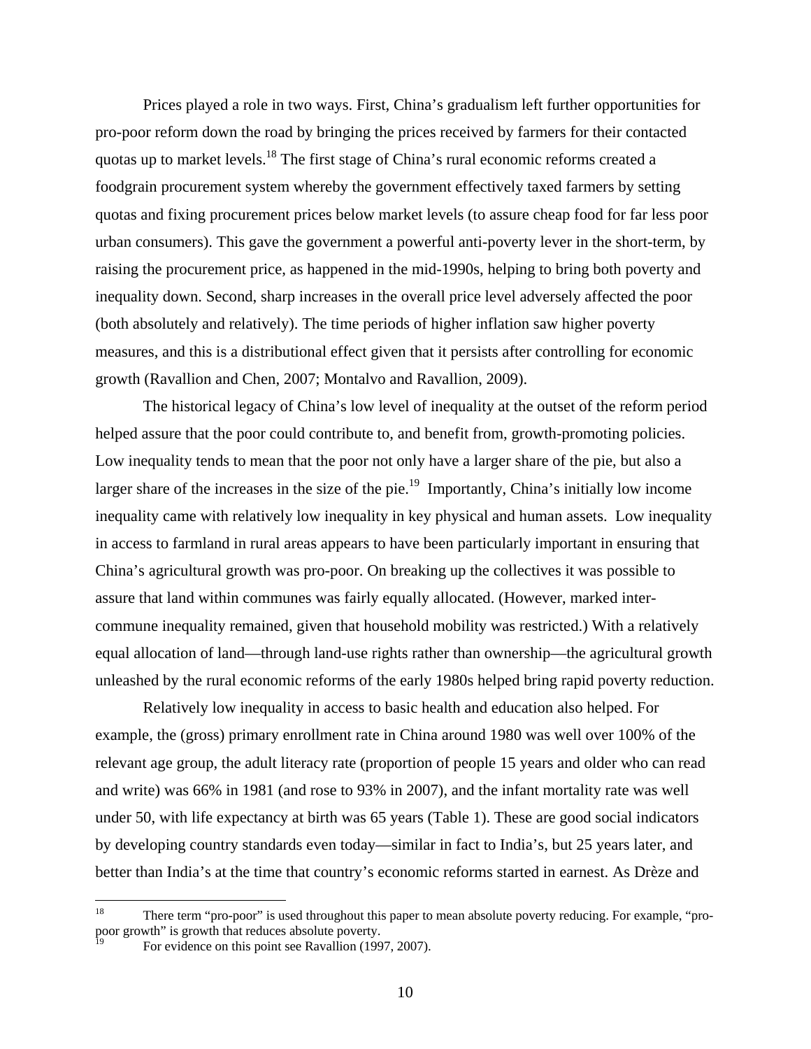Prices played a role in two ways. First, China's gradualism left further opportunities for pro-poor reform down the road by bringing the prices received by farmers for their contacted quotas up to market levels.[18] The first stage of China's rural economic reforms created a foodgrain procurement system whereby the government effectively taxed farmers by setting quotas and fixing procurement prices below market levels (to assure cheap food for far less poor urban consumers). This gave the government a powerful anti-poverty lever in the short-term, by raising the procurement price, as happened in the mid-1990s, helping to bring both poverty and inequality down. Second, sharp increases in the overall price level adversely affected the poor (both absolutely and relatively). The time periods of higher inflation saw higher poverty measures, and this is a distributional effect given that it persists after controlling for economic growth (Ravallion and Chen, 2007; Montalvo and Ravallion, 2009).

The historical legacy of China's low level of inequality at the outset of the reform period helped assure that the poor could contribute to, and benefit from, growth-promoting policies. Low inequality tends to mean that the poor not only have a larger share of the pie, but also a larger share of the increases in the size of the pie.[19] Importantly, China's initially low income inequality came with relatively low inequality in key physical and human assets. Low inequality in access to farmland in rural areas appears to have been particularly important in ensuring that China's agricultural growth was pro-poor. On breaking up the collectives it was possible to assure that land within communes was fairly equally allocated. (However, marked inter-commune inequality remained, given that household mobility was restricted.) With a relatively equal allocation of land—through land-use rights rather than ownership—the agricultural growth unleashed by the rural economic reforms of the early 1980s helped bring rapid poverty reduction.

Relatively low inequality in access to basic health and education also helped. For example, the (gross) primary enrollment rate in China around 1980 was well over 100% of the relevant age group, the adult literacy rate (proportion of people 15 years and older who can read and write) was 66% in 1981 (and rose to 93% in 2007), and the infant mortality rate was well under 50, with life expectancy at birth was 65 years (Table 1). These are good social indicators by developing country standards even today—similar in fact to India's, but 25 years later, and better than India's at the time that country's economic reforms started in earnest. As Drèze and

---

[18] There term "pro-poor" is used throughout this paper to mean absolute poverty reducing. For example, "pro-poor growth" is growth that reduces absolute poverty.

[19] For evidence on this point see Ravallion (1997, 2007).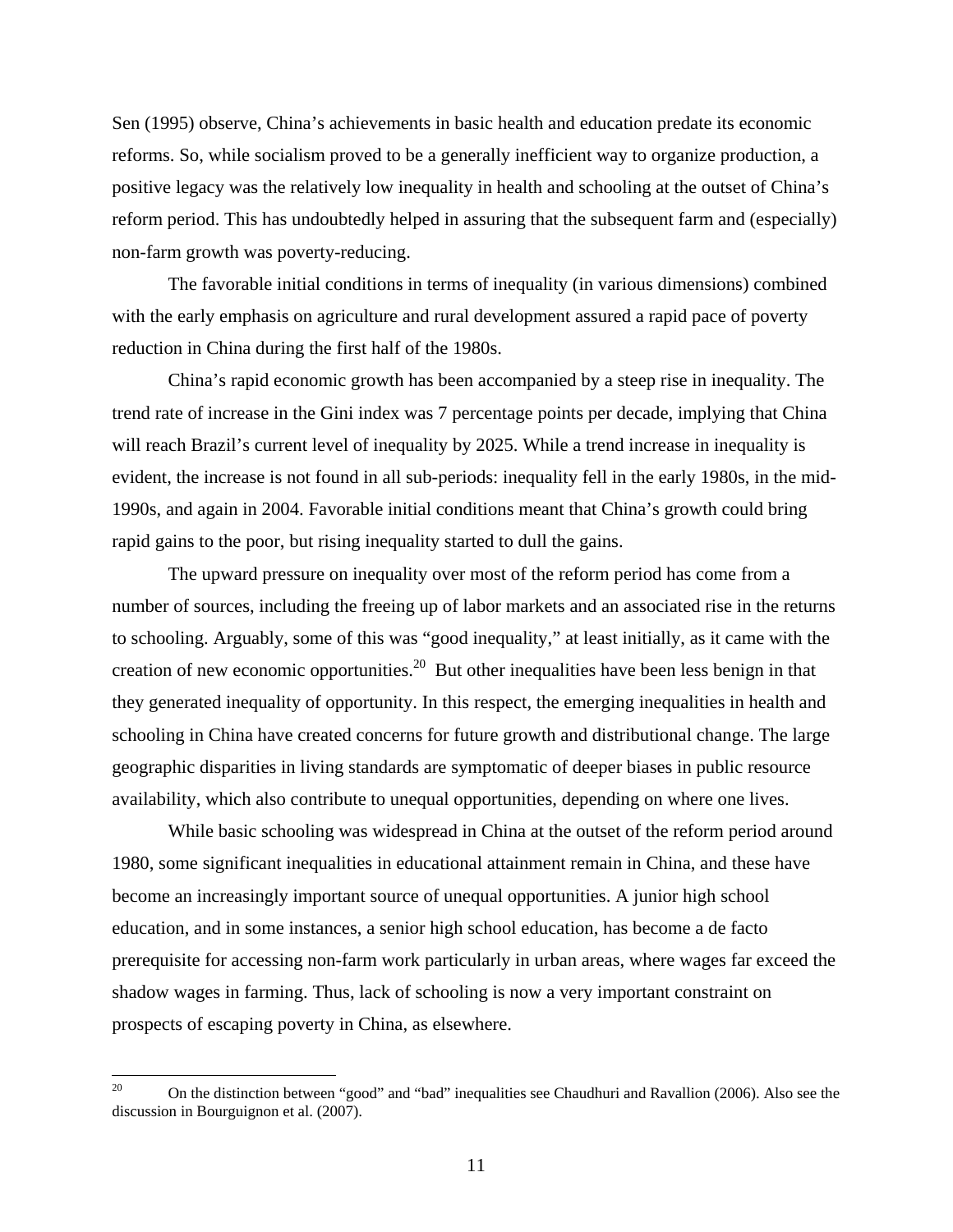Sen (1995) observe, China's achievements in basic health and education predate its economic reforms. So, while socialism proved to be a generally inefficient way to organize production, a positive legacy was the relatively low inequality in health and schooling at the outset of China's reform period. This has undoubtedly helped in assuring that the subsequent farm and (especially) non-farm growth was poverty-reducing.

The favorable initial conditions in terms of inequality (in various dimensions) combined with the early emphasis on agriculture and rural development assured a rapid pace of poverty reduction in China during the first half of the 1980s.

China's rapid economic growth has been accompanied by a steep rise in inequality. The trend rate of increase in the Gini index was 7 percentage points per decade, implying that China will reach Brazil's current level of inequality by 2025. While a trend increase in inequality is evident, the increase is not found in all sub-periods: inequality fell in the early 1980s, in the mid-1990s, and again in 2004. Favorable initial conditions meant that China's growth could bring rapid gains to the poor, but rising inequality started to dull the gains.

The upward pressure on inequality over most of the reform period has come from a number of sources, including the freeing up of labor markets and an associated rise in the returns to schooling. Arguably, some of this was "good inequality," at least initially, as it came with the creation of new economic opportunities.[20] But other inequalities have been less benign in that they generated inequality of opportunity. In this respect, the emerging inequalities in health and schooling in China have created concerns for future growth and distributional change. The large geographic disparities in living standards are symptomatic of deeper biases in public resource availability, which also contribute to unequal opportunities, depending on where one lives.

While basic schooling was widespread in China at the outset of the reform period around 1980, some significant inequalities in educational attainment remain in China, and these have become an increasingly important source of unequal opportunities. A junior high school education, and in some instances, a senior high school education, has become a de facto prerequisite for accessing non-farm work particularly in urban areas, where wages far exceed the shadow wages in farming. Thus, lack of schooling is now a very important constraint on prospects of escaping poverty in China, as elsewhere.

---

[20] On the distinction between "good" and "bad" inequalities see Chaudhuri and Ravallion (2006). Also see the discussion in Bourguignon et al. (2007).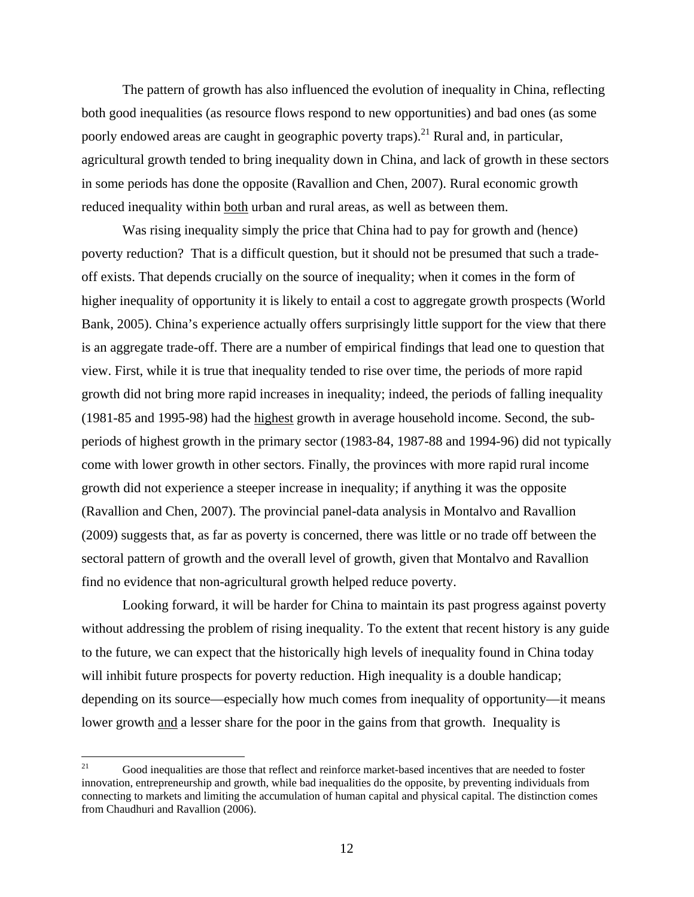The pattern of growth has also influenced the evolution of inequality in China, reflecting both good inequalities (as resource flows respond to new opportunities) and bad ones (as some poorly endowed areas are caught in geographic poverty traps).[21] Rural and, in particular, agricultural growth tended to bring inequality down in China, and lack of growth in these sectors in some periods has done the opposite (Ravallion and Chen, 2007). Rural economic growth reduced inequality within <u>both</u> urban and rural areas, as well as between them.

Was rising inequality simply the price that China had to pay for growth and (hence) poverty reduction? That is a difficult question, but it should not be presumed that such a trade-off exists. That depends crucially on the source of inequality; when it comes in the form of higher inequality of opportunity it is likely to entail a cost to aggregate growth prospects (World Bank, 2005). China's experience actually offers surprisingly little support for the view that there is an aggregate trade-off. There are a number of empirical findings that lead one to question that view. First, while it is true that inequality tended to rise over time, the periods of more rapid growth did not bring more rapid increases in inequality; indeed, the periods of falling inequality (1981-85 and 1995-98) had the <u>highest</u> growth in average household income. Second, the sub-periods of highest growth in the primary sector (1983-84, 1987-88 and 1994-96) did not typically come with lower growth in other sectors. Finally, the provinces with more rapid rural income growth did not experience a steeper increase in inequality; if anything it was the opposite (Ravallion and Chen, 2007). The provincial panel-data analysis in Montalvo and Ravallion (2009) suggests that, as far as poverty is concerned, there was little or no trade off between the sectoral pattern of growth and the overall level of growth, given that Montalvo and Ravallion find no evidence that non-agricultural growth helped reduce poverty.

Looking forward, it will be harder for China to maintain its past progress against poverty without addressing the problem of rising inequality. To the extent that recent history is any guide to the future, we can expect that the historically high levels of inequality found in China today will inhibit future prospects for poverty reduction. High inequality is a double handicap; depending on its source—especially how much comes from inequality of opportunity—it means lower growth <u>and</u> a lesser share for the poor in the gains from that growth. Inequality is

---

[21] Good inequalities are those that reflect and reinforce market-based incentives that are needed to foster innovation, entrepreneurship and growth, while bad inequalities do the opposite, by preventing individuals from connecting to markets and limiting the accumulation of human capital and physical capital. The distinction comes from Chaudhuri and Ravallion (2006).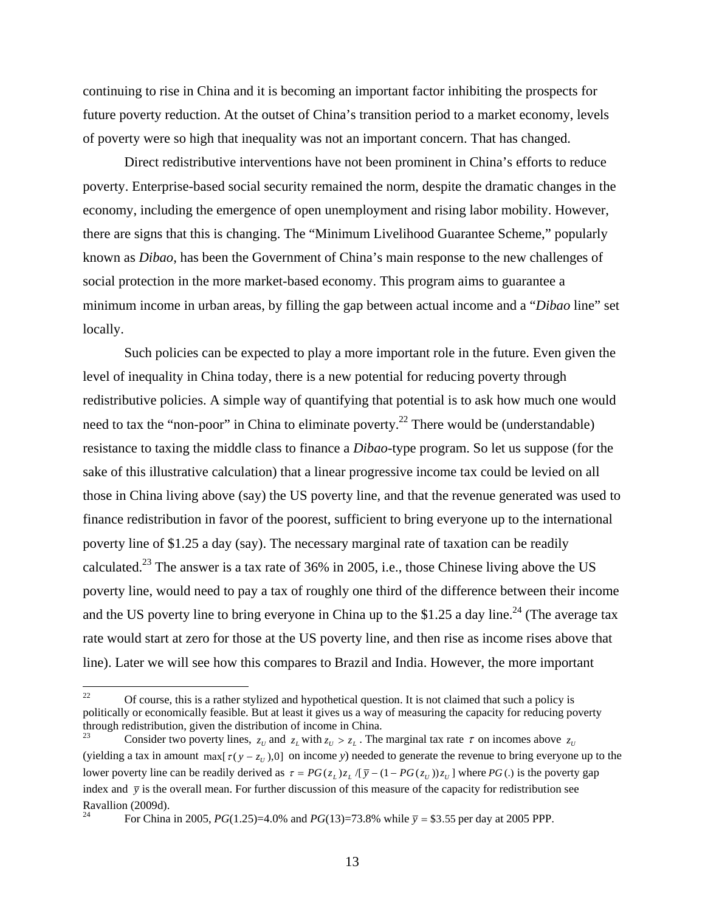continuing to rise in China and it is becoming an important factor inhibiting the prospects for future poverty reduction. At the outset of China's transition period to a market economy, levels of poverty were so high that inequality was not an important concern. That has changed.

Direct redistributive interventions have not been prominent in China's efforts to reduce poverty. Enterprise-based social security remained the norm, despite the dramatic changes in the economy, including the emergence of open unemployment and rising labor mobility. However, there are signs that this is changing. The "Minimum Livelihood Guarantee Scheme," popularly known as *Dibao*, has been the Government of China's main response to the new challenges of social protection in the more market-based economy. This program aims to guarantee a minimum income in urban areas, by filling the gap between actual income and a "*Dibao* line" set locally.

Such policies can be expected to play a more important role in the future. Even given the level of inequality in China today, there is a new potential for reducing poverty through redistributive policies. A simple way of quantifying that potential is to ask how much one would need to tax the "non-poor" in China to eliminate poverty.[22] There would be (understandable) resistance to taxing the middle class to finance a *Dibao*-type program. So let us suppose (for the sake of this illustrative calculation) that a linear progressive income tax could be levied on all those in China living above (say) the US poverty line, and that the revenue generated was used to finance redistribution in favor of the poorest, sufficient to bring everyone up to the international poverty line of \$1.25 a day (say). The necessary marginal rate of taxation can be readily calculated.[23] The answer is a tax rate of 36% in 2005, i.e., those Chinese living above the US poverty line, would need to pay a tax of roughly one third of the difference between their income and the US poverty line to bring everyone in China up to the \$1.25 a day line.[24] (The average tax rate would start at zero for those at the US poverty line, and then rise as income rises above that line). Later we will see how this compares to Brazil and India. However, the more important

---

[22] Of course, this is a rather stylized and hypothetical question. It is not claimed that such a policy is politically or economically feasible. But at least it gives us a way of measuring the capacity for reducing poverty through redistribution, given the distribution of income in China.

[23] Consider two poverty lines, $z_U$ and $z_L$ with $z_U > z_L$. The marginal tax rate $\tau$ on incomes above $z_U$ (yielding a tax in amount $\max[\tau(y - z_U), 0]$ on income *y*) needed to generate the revenue to bring everyone up to the lower poverty line can be readily derived as $\tau = PG(z_L)z_L / [\bar{y} - (1 - PG(z_U))z_U]$ where $PG(.)$ is the poverty gap index and $\bar{y}$ is the overall mean. For further discussion of this measure of the capacity for redistribution see Ravallion (2009d).

[24] For China in 2005, *PG*(1.25)=4.0% and *PG*(13)=73.8% while $\bar{y} = \$3.55$ per day at 2005 PPP.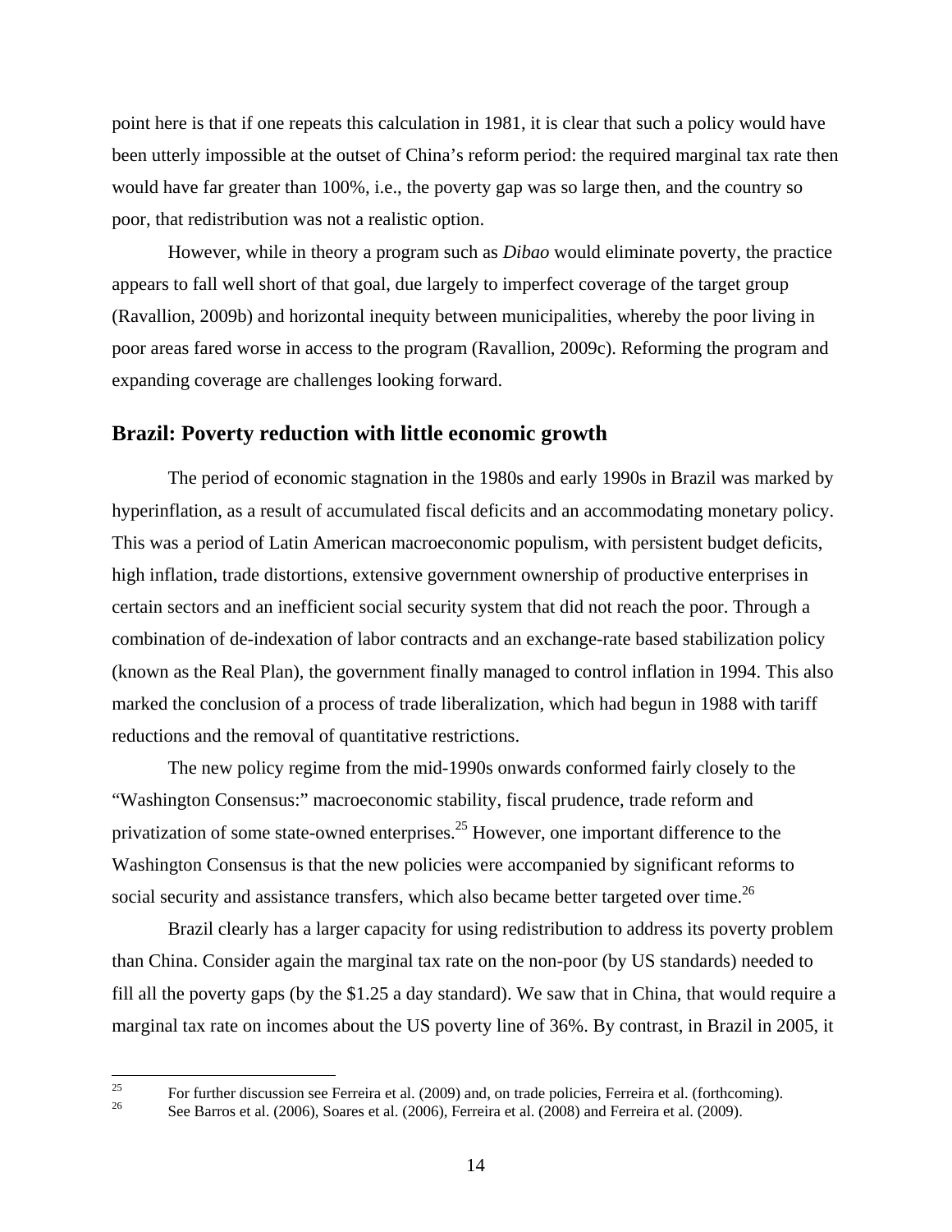point here is that if one repeats this calculation in 1981, it is clear that such a policy would have been utterly impossible at the outset of China's reform period: the required marginal tax rate then would have far greater than 100%, i.e., the poverty gap was so large then, and the country so poor, that redistribution was not a realistic option.

However, while in theory a program such as *Dibao* would eliminate poverty, the practice appears to fall well short of that goal, due largely to imperfect coverage of the target group (Ravallion, 2009b) and horizontal inequity between municipalities, whereby the poor living in poor areas fared worse in access to the program (Ravallion, 2009c). Reforming the program and expanding coverage are challenges looking forward.

## Brazil: Poverty reduction with little economic growth

The period of economic stagnation in the 1980s and early 1990s in Brazil was marked by hyperinflation, as a result of accumulated fiscal deficits and an accommodating monetary policy. This was a period of Latin American macroeconomic populism, with persistent budget deficits, high inflation, trade distortions, extensive government ownership of productive enterprises in certain sectors and an inefficient social security system that did not reach the poor. Through a combination of de-indexation of labor contracts and an exchange-rate based stabilization policy (known as the Real Plan), the government finally managed to control inflation in 1994. This also marked the conclusion of a process of trade liberalization, which had begun in 1988 with tariff reductions and the removal of quantitative restrictions.

The new policy regime from the mid-1990s onwards conformed fairly closely to the "Washington Consensus:" macroeconomic stability, fiscal prudence, trade reform and privatization of some state-owned enterprises.[25] However, one important difference to the Washington Consensus is that the new policies were accompanied by significant reforms to social security and assistance transfers, which also became better targeted over time.[26]

Brazil clearly has a larger capacity for using redistribution to address its poverty problem than China. Consider again the marginal tax rate on the non-poor (by US standards) needed to fill all the poverty gaps (by the $1.25 a day standard). We saw that in China, that would require a marginal tax rate on incomes about the US poverty line of 36%. By contrast, in Brazil in 2005, it

---

[25] For further discussion see Ferreira et al. (2009) and, on trade policies, Ferreira et al. (forthcoming).

[26] See Barros et al. (2006), Soares et al. (2006), Ferreira et al. (2008) and Ferreira et al. (2009).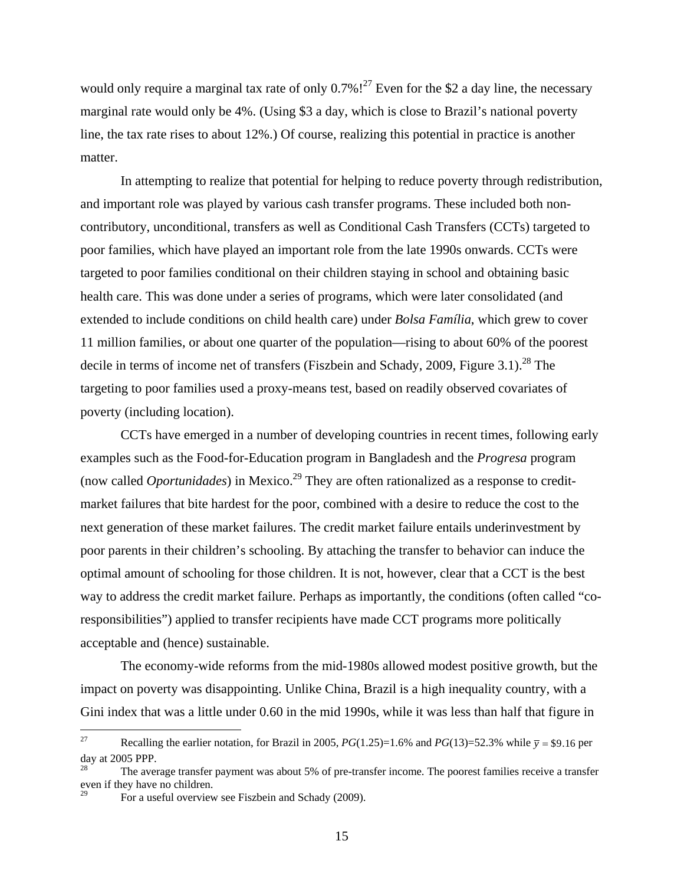would only require a marginal tax rate of only 0.7%![27] Even for the $2 a day line, the necessary marginal rate would only be 4%. (Using $3 a day, which is close to Brazil's national poverty line, the tax rate rises to about 12%.) Of course, realizing this potential in practice is another matter.

In attempting to realize that potential for helping to reduce poverty through redistribution, and important role was played by various cash transfer programs. These included both non-contributory, unconditional, transfers as well as Conditional Cash Transfers (CCTs) targeted to poor families, which have played an important role from the late 1990s onwards. CCTs were targeted to poor families conditional on their children staying in school and obtaining basic health care. This was done under a series of programs, which were later consolidated (and extended to include conditions on child health care) under *Bolsa Família*, which grew to cover 11 million families, or about one quarter of the population—rising to about 60% of the poorest decile in terms of income net of transfers (Fiszbein and Schady, 2009, Figure 3.1).[28] The targeting to poor families used a proxy-means test, based on readily observed covariates of poverty (including location).

CCTs have emerged in a number of developing countries in recent times, following early examples such as the Food-for-Education program in Bangladesh and the *Progresa* program (now called *Oportunidades*) in Mexico.[29] They are often rationalized as a response to credit-market failures that bite hardest for the poor, combined with a desire to reduce the cost to the next generation of these market failures. The credit market failure entails underinvestment by poor parents in their children's schooling. By attaching the transfer to behavior can induce the optimal amount of schooling for those children. It is not, however, clear that a CCT is the best way to address the credit market failure. Perhaps as importantly, the conditions (often called "co-responsibilities") applied to transfer recipients have made CCT programs more politically acceptable and (hence) sustainable.

The economy-wide reforms from the mid-1980s allowed modest positive growth, but the impact on poverty was disappointing. Unlike China, Brazil is a high inequality country, with a Gini index that was a little under 0.60 in the mid 1990s, while it was less than half that figure in

---

[27] Recalling the earlier notation, for Brazil in 2005, $PG(1.25)$=1.6% and $PG(13)$=52.3% while $\bar{y} = \$9.16$ per day at 2005 PPP.

[28] The average transfer payment was about 5% of pre-transfer income. The poorest families receive a transfer even if they have no children.

[29] For a useful overview see Fiszbein and Schady (2009).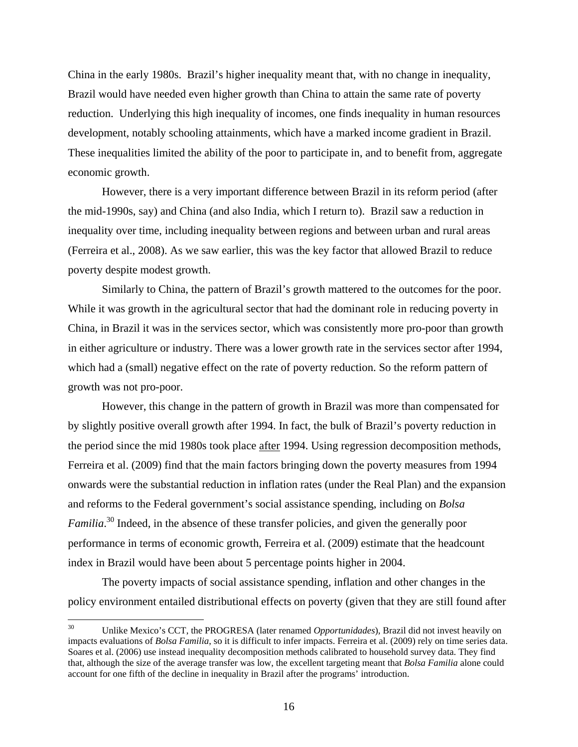China in the early 1980s. Brazil's higher inequality meant that, with no change in inequality, Brazil would have needed even higher growth than China to attain the same rate of poverty reduction. Underlying this high inequality of incomes, one finds inequality in human resources development, notably schooling attainments, which have a marked income gradient in Brazil. These inequalities limited the ability of the poor to participate in, and to benefit from, aggregate economic growth.

However, there is a very important difference between Brazil in its reform period (after the mid-1990s, say) and China (and also India, which I return to). Brazil saw a reduction in inequality over time, including inequality between regions and between urban and rural areas (Ferreira et al., 2008). As we saw earlier, this was the key factor that allowed Brazil to reduce poverty despite modest growth.

Similarly to China, the pattern of Brazil's growth mattered to the outcomes for the poor. While it was growth in the agricultural sector that had the dominant role in reducing poverty in China, in Brazil it was in the services sector, which was consistently more pro-poor than growth in either agriculture or industry. There was a lower growth rate in the services sector after 1994, which had a (small) negative effect on the rate of poverty reduction. So the reform pattern of growth was not pro-poor.

However, this change in the pattern of growth in Brazil was more than compensated for by slightly positive overall growth after 1994. In fact, the bulk of Brazil's poverty reduction in the period since the mid 1980s took place <u>after</u> 1994. Using regression decomposition methods, Ferreira et al. (2009) find that the main factors bringing down the poverty measures from 1994 onwards were the substantial reduction in inflation rates (under the Real Plan) and the expansion and reforms to the Federal government's social assistance spending, including on *Bolsa Familia*.[30] Indeed, in the absence of these transfer policies, and given the generally poor performance in terms of economic growth, Ferreira et al. (2009) estimate that the headcount index in Brazil would have been about 5 percentage points higher in 2004.

The poverty impacts of social assistance spending, inflation and other changes in the policy environment entailed distributional effects on poverty (given that they are still found after

---

[30] Unlike Mexico's CCT, the PROGRESA (later renamed *Opportunidades*), Brazil did not invest heavily on impacts evaluations of *Bolsa Familia*, so it is difficult to infer impacts. Ferreira et al. (2009) rely on time series data. Soares et al. (2006) use instead inequality decomposition methods calibrated to household survey data. They find that, although the size of the average transfer was low, the excellent targeting meant that *Bolsa Familia* alone could account for one fifth of the decline in inequality in Brazil after the programs' introduction.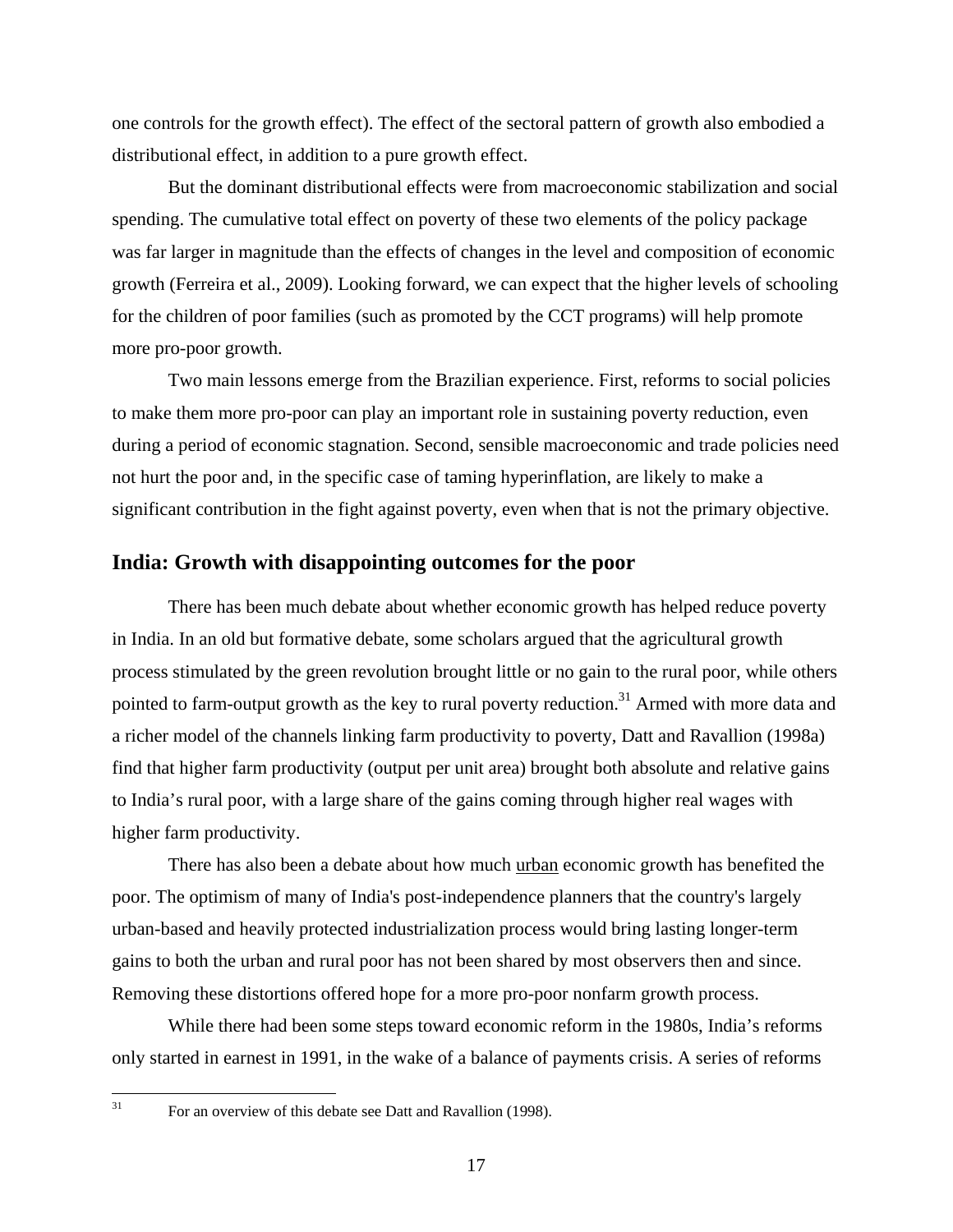one controls for the growth effect). The effect of the sectoral pattern of growth also embodied a distributional effect, in addition to a pure growth effect.

But the dominant distributional effects were from macroeconomic stabilization and social spending. The cumulative total effect on poverty of these two elements of the policy package was far larger in magnitude than the effects of changes in the level and composition of economic growth (Ferreira et al., 2009). Looking forward, we can expect that the higher levels of schooling for the children of poor families (such as promoted by the CCT programs) will help promote more pro-poor growth.

Two main lessons emerge from the Brazilian experience. First, reforms to social policies to make them more pro-poor can play an important role in sustaining poverty reduction, even during a period of economic stagnation. Second, sensible macroeconomic and trade policies need not hurt the poor and, in the specific case of taming hyperinflation, are likely to make a significant contribution in the fight against poverty, even when that is not the primary objective.

## India: Growth with disappointing outcomes for the poor

There has been much debate about whether economic growth has helped reduce poverty in India. In an old but formative debate, some scholars argued that the agricultural growth process stimulated by the green revolution brought little or no gain to the rural poor, while others pointed to farm-output growth as the key to rural poverty reduction.[31] Armed with more data and a richer model of the channels linking farm productivity to poverty, Datt and Ravallion (1998a) find that higher farm productivity (output per unit area) brought both absolute and relative gains to India's rural poor, with a large share of the gains coming through higher real wages with higher farm productivity.

There has also been a debate about how much <u>urban</u> economic growth has benefited the poor. The optimism of many of India's post-independence planners that the country's largely urban-based and heavily protected industrialization process would bring lasting longer-term gains to both the urban and rural poor has not been shared by most observers then and since. Removing these distortions offered hope for a more pro-poor nonfarm growth process.

While there had been some steps toward economic reform in the 1980s, India's reforms only started in earnest in 1991, in the wake of a balance of payments crisis. A series of reforms

[31] For an overview of this debate see Datt and Ravallion (1998).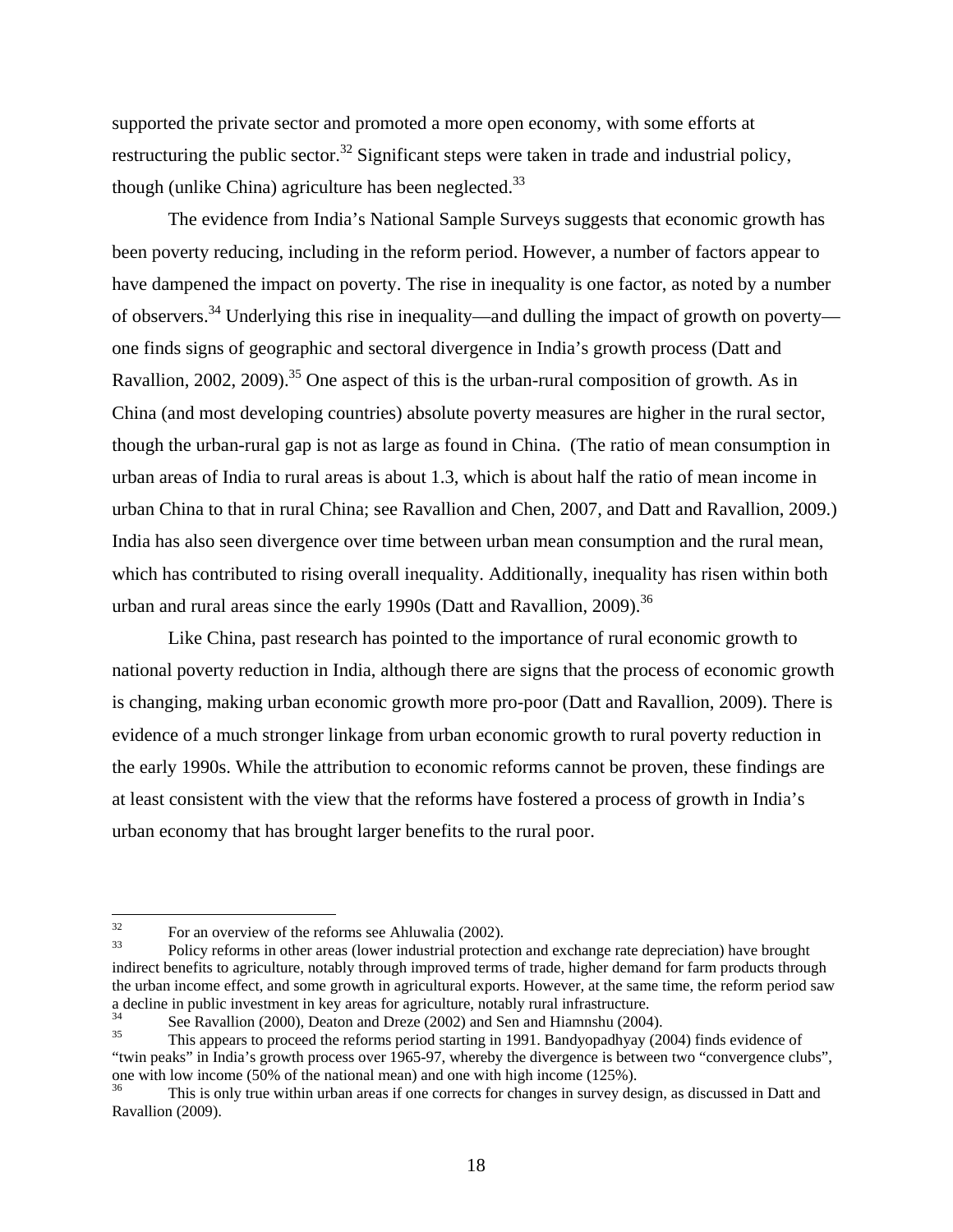supported the private sector and promoted a more open economy, with some efforts at restructuring the public sector.[32] Significant steps were taken in trade and industrial policy, though (unlike China) agriculture has been neglected.[33]

The evidence from India's National Sample Surveys suggests that economic growth has been poverty reducing, including in the reform period. However, a number of factors appear to have dampened the impact on poverty. The rise in inequality is one factor, as noted by a number of observers.[34] Underlying this rise in inequality—and dulling the impact of growth on poverty—one finds signs of geographic and sectoral divergence in India's growth process (Datt and Ravallion, 2002, 2009).[35] One aspect of this is the urban-rural composition of growth. As in China (and most developing countries) absolute poverty measures are higher in the rural sector, though the urban-rural gap is not as large as found in China. (The ratio of mean consumption in urban areas of India to rural areas is about 1.3, which is about half the ratio of mean income in urban China to that in rural China; see Ravallion and Chen, 2007, and Datt and Ravallion, 2009.) India has also seen divergence over time between urban mean consumption and the rural mean, which has contributed to rising overall inequality. Additionally, inequality has risen within both urban and rural areas since the early 1990s (Datt and Ravallion, 2009).[36]

Like China, past research has pointed to the importance of rural economic growth to national poverty reduction in India, although there are signs that the process of economic growth is changing, making urban economic growth more pro-poor (Datt and Ravallion, 2009). There is evidence of a much stronger linkage from urban economic growth to rural poverty reduction in the early 1990s. While the attribution to economic reforms cannot be proven, these findings are at least consistent with the view that the reforms have fostered a process of growth in India's urban economy that has brought larger benefits to the rural poor.

---

[32] For an overview of the reforms see Ahluwalia (2002).

[33] Policy reforms in other areas (lower industrial protection and exchange rate depreciation) have brought indirect benefits to agriculture, notably through improved terms of trade, higher demand for farm products through the urban income effect, and some growth in agricultural exports. However, at the same time, the reform period saw a decline in public investment in key areas for agriculture, notably rural infrastructure.

[34] See Ravallion (2000), Deaton and Dreze (2002) and Sen and Hiamnshu (2004).

[35] This appears to proceed the reforms period starting in 1991. Bandyopadhyay (2004) finds evidence of "twin peaks" in India's growth process over 1965-97, whereby the divergence is between two "convergence clubs", one with low income (50% of the national mean) and one with high income (125%).

[36] This is only true within urban areas if one corrects for changes in survey design, as discussed in Datt and Ravallion (2009).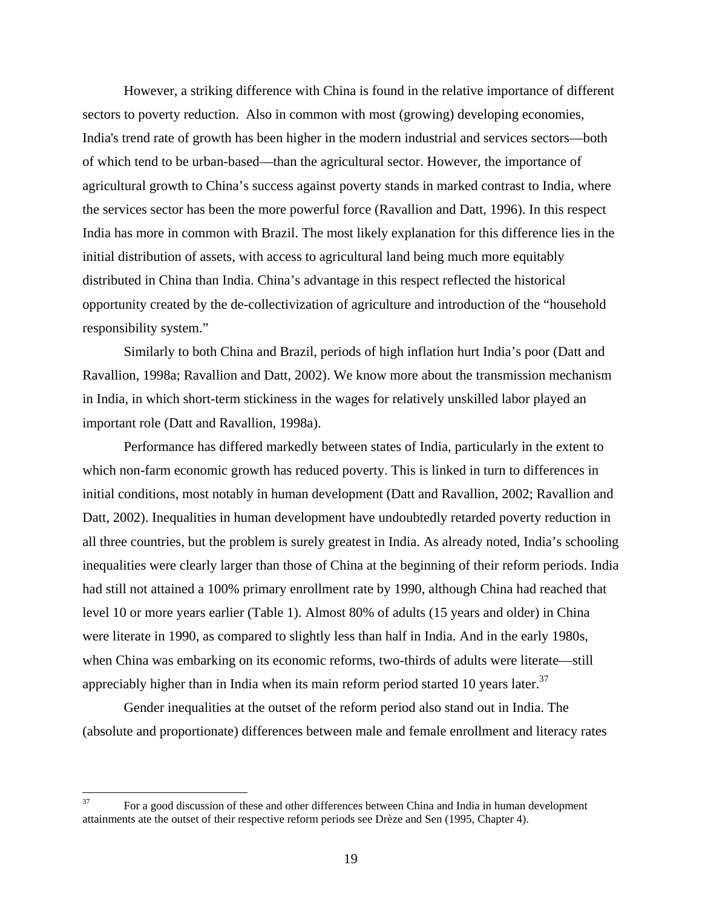However, a striking difference with China is found in the relative importance of different sectors to poverty reduction. Also in common with most (growing) developing economies, India's trend rate of growth has been higher in the modern industrial and services sectors—both of which tend to be urban-based—than the agricultural sector. However, the importance of agricultural growth to China's success against poverty stands in marked contrast to India, where the services sector has been the more powerful force (Ravallion and Datt, 1996). In this respect India has more in common with Brazil. The most likely explanation for this difference lies in the initial distribution of assets, with access to agricultural land being much more equitably distributed in China than India. China's advantage in this respect reflected the historical opportunity created by the de-collectivization of agriculture and introduction of the "household responsibility system."

Similarly to both China and Brazil, periods of high inflation hurt India's poor (Datt and Ravallion, 1998a; Ravallion and Datt, 2002). We know more about the transmission mechanism in India, in which short-term stickiness in the wages for relatively unskilled labor played an important role (Datt and Ravallion, 1998a).

Performance has differed markedly between states of India, particularly in the extent to which non-farm economic growth has reduced poverty. This is linked in turn to differences in initial conditions, most notably in human development (Datt and Ravallion, 2002; Ravallion and Datt, 2002). Inequalities in human development have undoubtedly retarded poverty reduction in all three countries, but the problem is surely greatest in India. As already noted, India's schooling inequalities were clearly larger than those of China at the beginning of their reform periods. India had still not attained a 100% primary enrollment rate by 1990, although China had reached that level 10 or more years earlier (Table 1). Almost 80% of adults (15 years and older) in China were literate in 1990, as compared to slightly less than half in India. And in the early 1980s, when China was embarking on its economic reforms, two-thirds of adults were literate—still appreciably higher than in India when its main reform period started 10 years later.[37]

Gender inequalities at the outset of the reform period also stand out in India. The (absolute and proportionate) differences between male and female enrollment and literacy rates

[37] For a good discussion of these and other differences between China and India in human development attainments ate the outset of their respective reform periods see Drèze and Sen (1995, Chapter 4).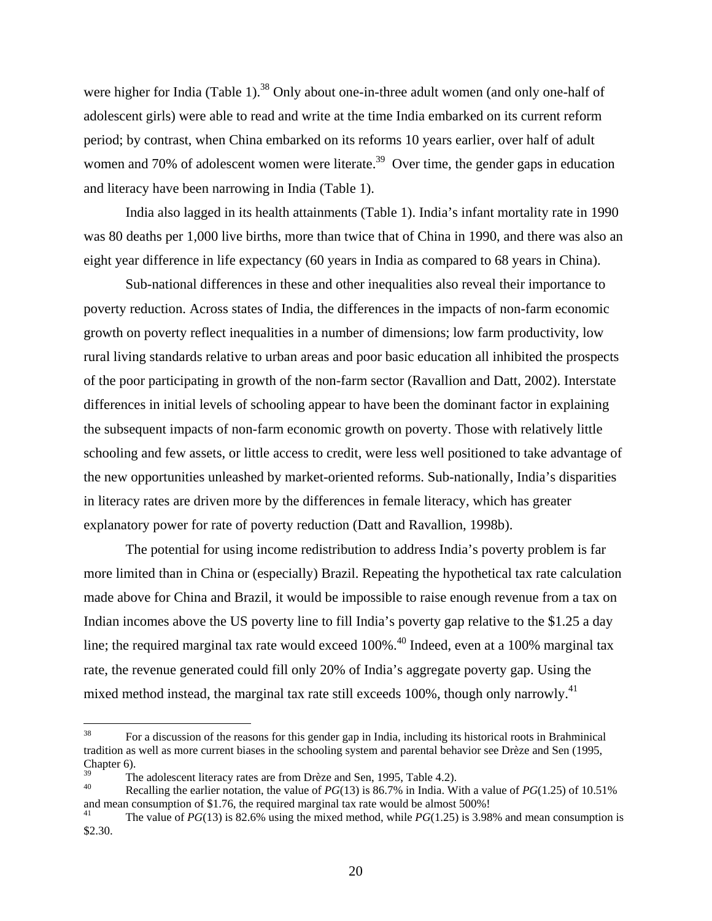were higher for India (Table 1).[38] Only about one-in-three adult women (and only one-half of adolescent girls) were able to read and write at the time India embarked on its current reform period; by contrast, when China embarked on its reforms 10 years earlier, over half of adult women and 70% of adolescent women were literate.[39] Over time, the gender gaps in education and literacy have been narrowing in India (Table 1).

India also lagged in its health attainments (Table 1). India's infant mortality rate in 1990 was 80 deaths per 1,000 live births, more than twice that of China in 1990, and there was also an eight year difference in life expectancy (60 years in India as compared to 68 years in China).

Sub-national differences in these and other inequalities also reveal their importance to poverty reduction. Across states of India, the differences in the impacts of non-farm economic growth on poverty reflect inequalities in a number of dimensions; low farm productivity, low rural living standards relative to urban areas and poor basic education all inhibited the prospects of the poor participating in growth of the non-farm sector (Ravallion and Datt, 2002). Interstate differences in initial levels of schooling appear to have been the dominant factor in explaining the subsequent impacts of non-farm economic growth on poverty. Those with relatively little schooling and few assets, or little access to credit, were less well positioned to take advantage of the new opportunities unleashed by market-oriented reforms. Sub-nationally, India's disparities in literacy rates are driven more by the differences in female literacy, which has greater explanatory power for rate of poverty reduction (Datt and Ravallion, 1998b).

The potential for using income redistribution to address India's poverty problem is far more limited than in China or (especially) Brazil. Repeating the hypothetical tax rate calculation made above for China and Brazil, it would be impossible to raise enough revenue from a tax on Indian incomes above the US poverty line to fill India's poverty gap relative to the \$1.25 a day line; the required marginal tax rate would exceed 100%.[40] Indeed, even at a 100% marginal tax rate, the revenue generated could fill only 20% of India's aggregate poverty gap. Using the mixed method instead, the marginal tax rate still exceeds 100%, though only narrowly.[41]

---

[38] For a discussion of the reasons for this gender gap in India, including its historical roots in Brahminical tradition as well as more current biases in the schooling system and parental behavior see Drèze and Sen (1995, Chapter 6).

[39] The adolescent literacy rates are from Drèze and Sen, 1995, Table 4.2).

[40] Recalling the earlier notation, the value of $PG(13)$ is 86.7% in India. With a value of $PG(1.25)$ of 10.51% and mean consumption of \$1.76, the required marginal tax rate would be almost 500%!

[41] The value of $PG(13)$ is 82.6% using the mixed method, while $PG(1.25)$ is 3.98% and mean consumption is \$2.30.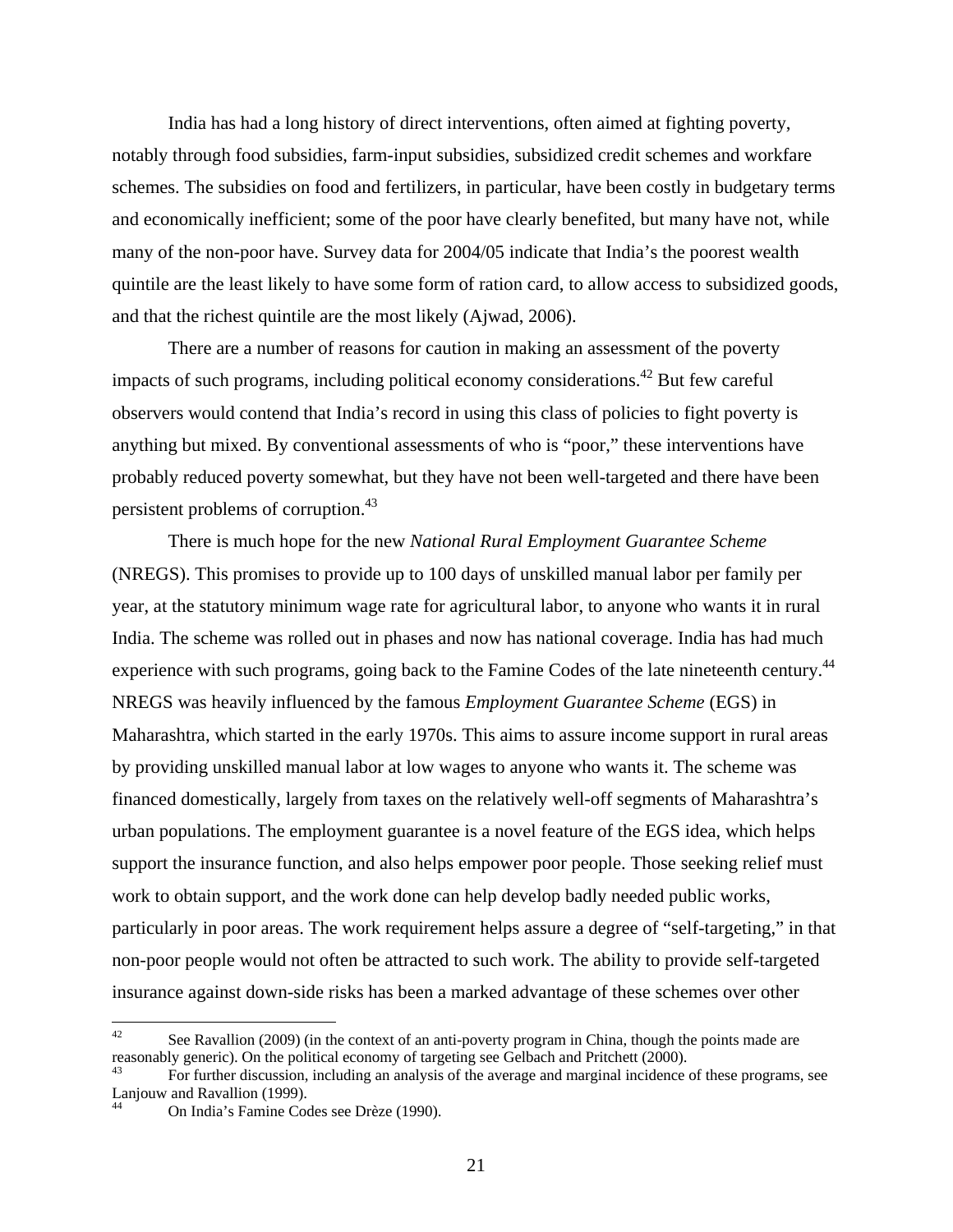India has had a long history of direct interventions, often aimed at fighting poverty, notably through food subsidies, farm-input subsidies, subsidized credit schemes and workfare schemes. The subsidies on food and fertilizers, in particular, have been costly in budgetary terms and economically inefficient; some of the poor have clearly benefited, but many have not, while many of the non-poor have. Survey data for 2004/05 indicate that India's the poorest wealth quintile are the least likely to have some form of ration card, to allow access to subsidized goods, and that the richest quintile are the most likely (Ajwad, 2006).

There are a number of reasons for caution in making an assessment of the poverty impacts of such programs, including political economy considerations.[42] But few careful observers would contend that India's record in using this class of policies to fight poverty is anything but mixed. By conventional assessments of who is "poor," these interventions have probably reduced poverty somewhat, but they have not been well-targeted and there have been persistent problems of corruption.[43]

There is much hope for the new *National Rural Employment Guarantee Scheme* (NREGS). This promises to provide up to 100 days of unskilled manual labor per family per year, at the statutory minimum wage rate for agricultural labor, to anyone who wants it in rural India. The scheme was rolled out in phases and now has national coverage. India has had much experience with such programs, going back to the Famine Codes of the late nineteenth century.[44] NREGS was heavily influenced by the famous *Employment Guarantee Scheme* (EGS) in Maharashtra, which started in the early 1970s. This aims to assure income support in rural areas by providing unskilled manual labor at low wages to anyone who wants it. The scheme was financed domestically, largely from taxes on the relatively well-off segments of Maharashtra's urban populations. The employment guarantee is a novel feature of the EGS idea, which helps support the insurance function, and also helps empower poor people. Those seeking relief must work to obtain support, and the work done can help develop badly needed public works, particularly in poor areas. The work requirement helps assure a degree of "self-targeting," in that non-poor people would not often be attracted to such work. The ability to provide self-targeted insurance against down-side risks has been a marked advantage of these schemes over other

---

[42] See Ravallion (2009) (in the context of an anti-poverty program in China, though the points made are reasonably generic). On the political economy of targeting see Gelbach and Pritchett (2000).

[43] For further discussion, including an analysis of the average and marginal incidence of these programs, see Lanjouw and Ravallion (1999).

[44] On India's Famine Codes see Drèze (1990).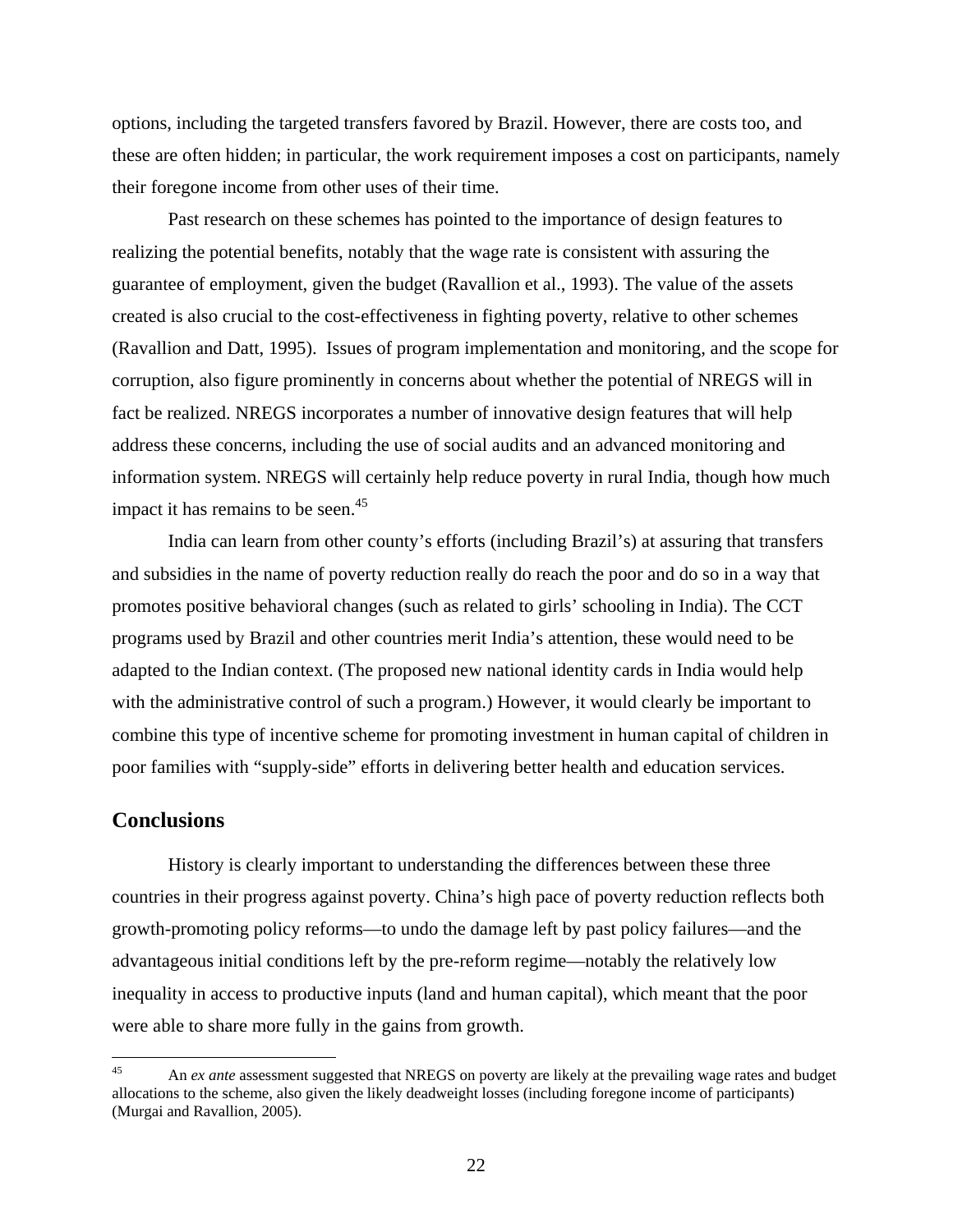options, including the targeted transfers favored by Brazil. However, there are costs too, and these are often hidden; in particular, the work requirement imposes a cost on participants, namely their foregone income from other uses of their time.

Past research on these schemes has pointed to the importance of design features to realizing the potential benefits, notably that the wage rate is consistent with assuring the guarantee of employment, given the budget (Ravallion et al., 1993). The value of the assets created is also crucial to the cost-effectiveness in fighting poverty, relative to other schemes (Ravallion and Datt, 1995). Issues of program implementation and monitoring, and the scope for corruption, also figure prominently in concerns about whether the potential of NREGS will in fact be realized. NREGS incorporates a number of innovative design features that will help address these concerns, including the use of social audits and an advanced monitoring and information system. NREGS will certainly help reduce poverty in rural India, though how much impact it has remains to be seen.[45]

India can learn from other county's efforts (including Brazil's) at assuring that transfers and subsidies in the name of poverty reduction really do reach the poor and do so in a way that promotes positive behavioral changes (such as related to girls' schooling in India). The CCT programs used by Brazil and other countries merit India's attention, these would need to be adapted to the Indian context. (The proposed new national identity cards in India would help with the administrative control of such a program.) However, it would clearly be important to combine this type of incentive scheme for promoting investment in human capital of children in poor families with "supply-side" efforts in delivering better health and education services.

## Conclusions

History is clearly important to understanding the differences between these three countries in their progress against poverty. China's high pace of poverty reduction reflects both growth-promoting policy reforms—to undo the damage left by past policy failures—and the advantageous initial conditions left by the pre-reform regime—notably the relatively low inequality in access to productive inputs (land and human capital), which meant that the poor were able to share more fully in the gains from growth.

---

[45] An *ex ante* assessment suggested that NREGS on poverty are likely at the prevailing wage rates and budget allocations to the scheme, also given the likely deadweight losses (including foregone income of participants) (Murgai and Ravallion, 2005).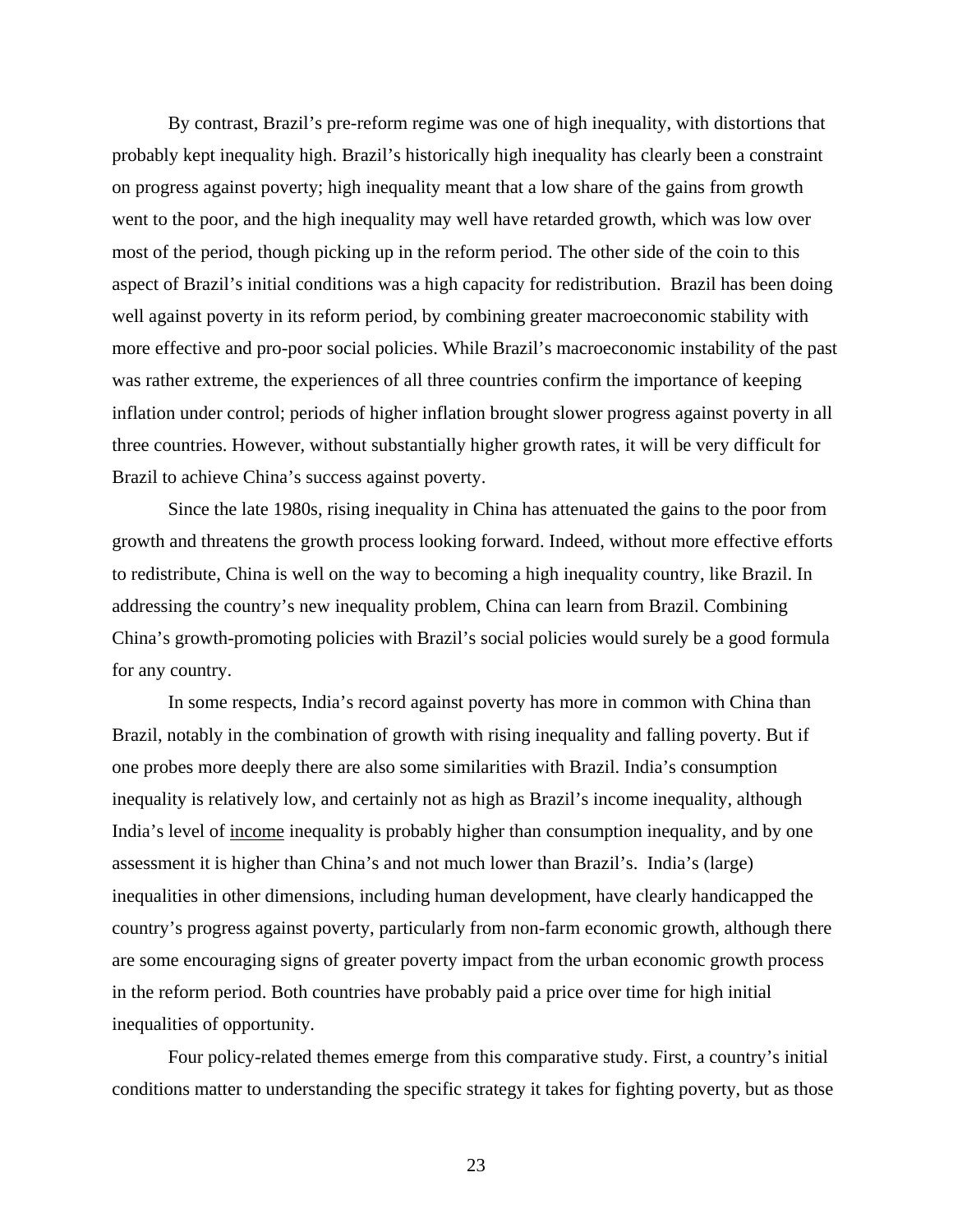By contrast, Brazil's pre-reform regime was one of high inequality, with distortions that probably kept inequality high. Brazil's historically high inequality has clearly been a constraint on progress against poverty; high inequality meant that a low share of the gains from growth went to the poor, and the high inequality may well have retarded growth, which was low over most of the period, though picking up in the reform period. The other side of the coin to this aspect of Brazil's initial conditions was a high capacity for redistribution. Brazil has been doing well against poverty in its reform period, by combining greater macroeconomic stability with more effective and pro-poor social policies. While Brazil's macroeconomic instability of the past was rather extreme, the experiences of all three countries confirm the importance of keeping inflation under control; periods of higher inflation brought slower progress against poverty in all three countries. However, without substantially higher growth rates, it will be very difficult for Brazil to achieve China's success against poverty.

Since the late 1980s, rising inequality in China has attenuated the gains to the poor from growth and threatens the growth process looking forward. Indeed, without more effective efforts to redistribute, China is well on the way to becoming a high inequality country, like Brazil. In addressing the country's new inequality problem, China can learn from Brazil. Combining China's growth-promoting policies with Brazil's social policies would surely be a good formula for any country.

In some respects, India's record against poverty has more in common with China than Brazil, notably in the combination of growth with rising inequality and falling poverty. But if one probes more deeply there are also some similarities with Brazil. India's consumption inequality is relatively low, and certainly not as high as Brazil's income inequality, although India's level of <u>income</u> inequality is probably higher than consumption inequality, and by one assessment it is higher than China's and not much lower than Brazil's. India's (large) inequalities in other dimensions, including human development, have clearly handicapped the country's progress against poverty, particularly from non-farm economic growth, although there are some encouraging signs of greater poverty impact from the urban economic growth process in the reform period. Both countries have probably paid a price over time for high initial inequalities of opportunity.

Four policy-related themes emerge from this comparative study. First, a country's initial conditions matter to understanding the specific strategy it takes for fighting poverty, but as those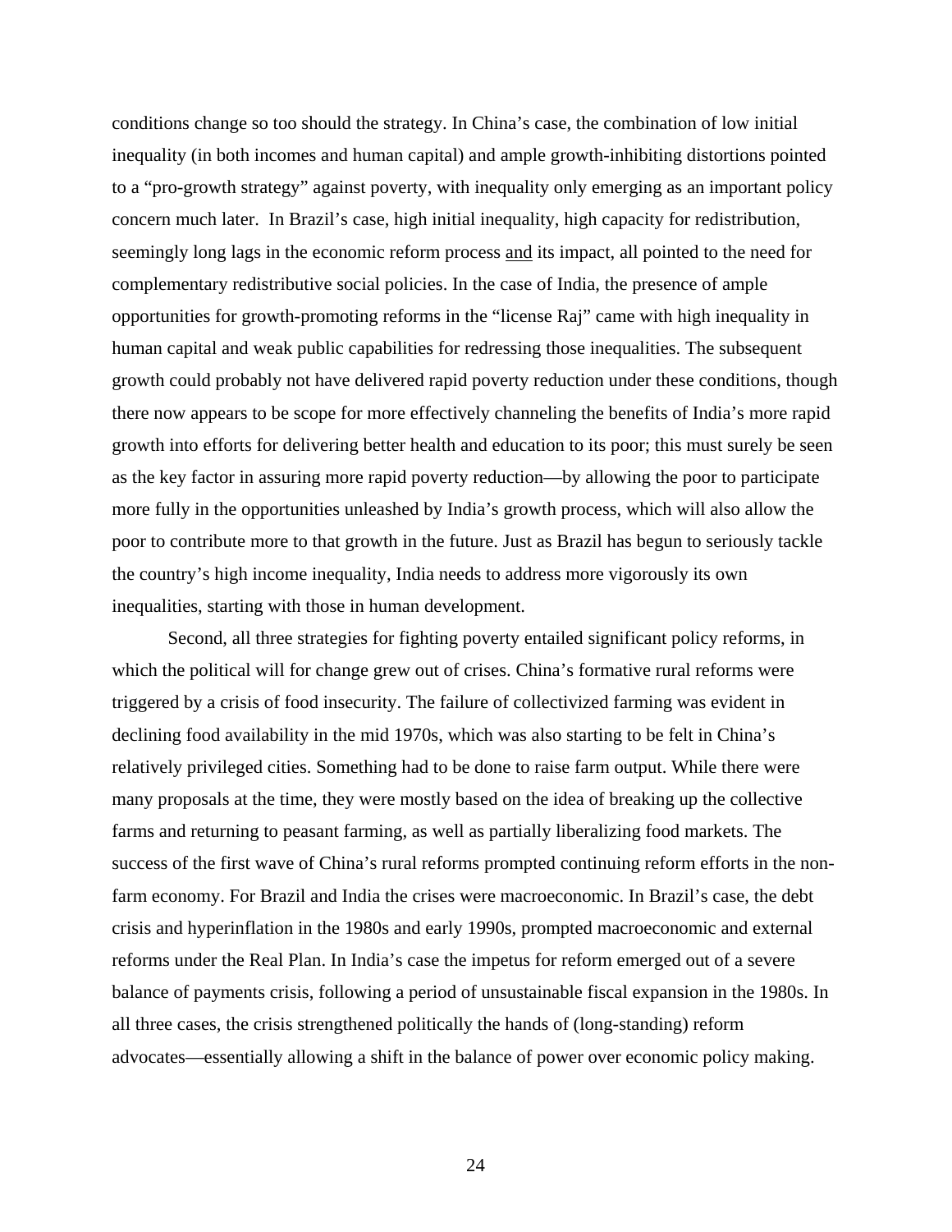conditions change so too should the strategy. In China's case, the combination of low initial inequality (in both incomes and human capital) and ample growth-inhibiting distortions pointed to a "pro-growth strategy" against poverty, with inequality only emerging as an important policy concern much later. In Brazil's case, high initial inequality, high capacity for redistribution, seemingly long lags in the economic reform process and its impact, all pointed to the need for complementary redistributive social policies. In the case of India, the presence of ample opportunities for growth-promoting reforms in the "license Raj" came with high inequality in human capital and weak public capabilities for redressing those inequalities. The subsequent growth could probably not have delivered rapid poverty reduction under these conditions, though there now appears to be scope for more effectively channeling the benefits of India's more rapid growth into efforts for delivering better health and education to its poor; this must surely be seen as the key factor in assuring more rapid poverty reduction—by allowing the poor to participate more fully in the opportunities unleashed by India's growth process, which will also allow the poor to contribute more to that growth in the future. Just as Brazil has begun to seriously tackle the country's high income inequality, India needs to address more vigorously its own inequalities, starting with those in human development.

Second, all three strategies for fighting poverty entailed significant policy reforms, in which the political will for change grew out of crises. China's formative rural reforms were triggered by a crisis of food insecurity. The failure of collectivized farming was evident in declining food availability in the mid 1970s, which was also starting to be felt in China's relatively privileged cities. Something had to be done to raise farm output. While there were many proposals at the time, they were mostly based on the idea of breaking up the collective farms and returning to peasant farming, as well as partially liberalizing food markets. The success of the first wave of China's rural reforms prompted continuing reform efforts in the non-farm economy. For Brazil and India the crises were macroeconomic. In Brazil's case, the debt crisis and hyperinflation in the 1980s and early 1990s, prompted macroeconomic and external reforms under the Real Plan. In India's case the impetus for reform emerged out of a severe balance of payments crisis, following a period of unsustainable fiscal expansion in the 1980s. In all three cases, the crisis strengthened politically the hands of (long-standing) reform advocates—essentially allowing a shift in the balance of power over economic policy making.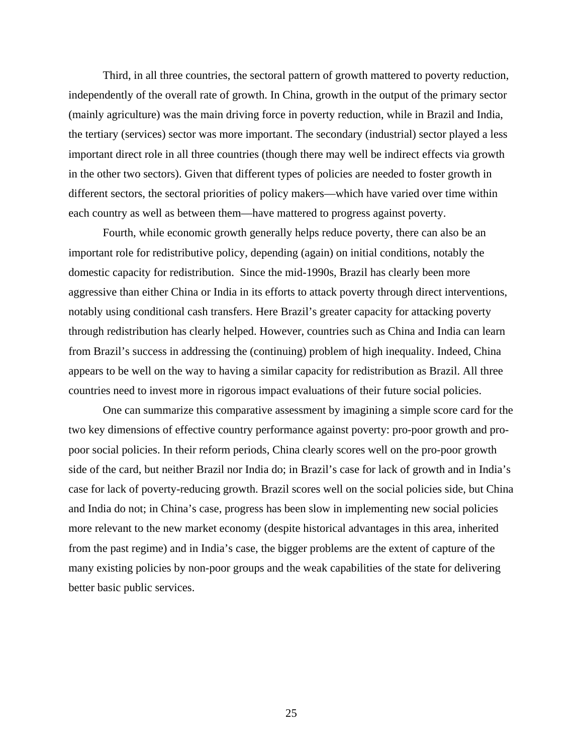Third, in all three countries, the sectoral pattern of growth mattered to poverty reduction, independently of the overall rate of growth. In China, growth in the output of the primary sector (mainly agriculture) was the main driving force in poverty reduction, while in Brazil and India, the tertiary (services) sector was more important. The secondary (industrial) sector played a less important direct role in all three countries (though there may well be indirect effects via growth in the other two sectors). Given that different types of policies are needed to foster growth in different sectors, the sectoral priorities of policy makers—which have varied over time within each country as well as between them—have mattered to progress against poverty.

Fourth, while economic growth generally helps reduce poverty, there can also be an important role for redistributive policy, depending (again) on initial conditions, notably the domestic capacity for redistribution. Since the mid-1990s, Brazil has clearly been more aggressive than either China or India in its efforts to attack poverty through direct interventions, notably using conditional cash transfers. Here Brazil's greater capacity for attacking poverty through redistribution has clearly helped. However, countries such as China and India can learn from Brazil's success in addressing the (continuing) problem of high inequality. Indeed, China appears to be well on the way to having a similar capacity for redistribution as Brazil. All three countries need to invest more in rigorous impact evaluations of their future social policies.

One can summarize this comparative assessment by imagining a simple score card for the two key dimensions of effective country performance against poverty: pro-poor growth and pro-poor social policies. In their reform periods, China clearly scores well on the pro-poor growth side of the card, but neither Brazil nor India do; in Brazil's case for lack of growth and in India's case for lack of poverty-reducing growth. Brazil scores well on the social policies side, but China and India do not; in China's case, progress has been slow in implementing new social policies more relevant to the new market economy (despite historical advantages in this area, inherited from the past regime) and in India's case, the bigger problems are the extent of capture of the many existing policies by non-poor groups and the weak capabilities of the state for delivering better basic public services.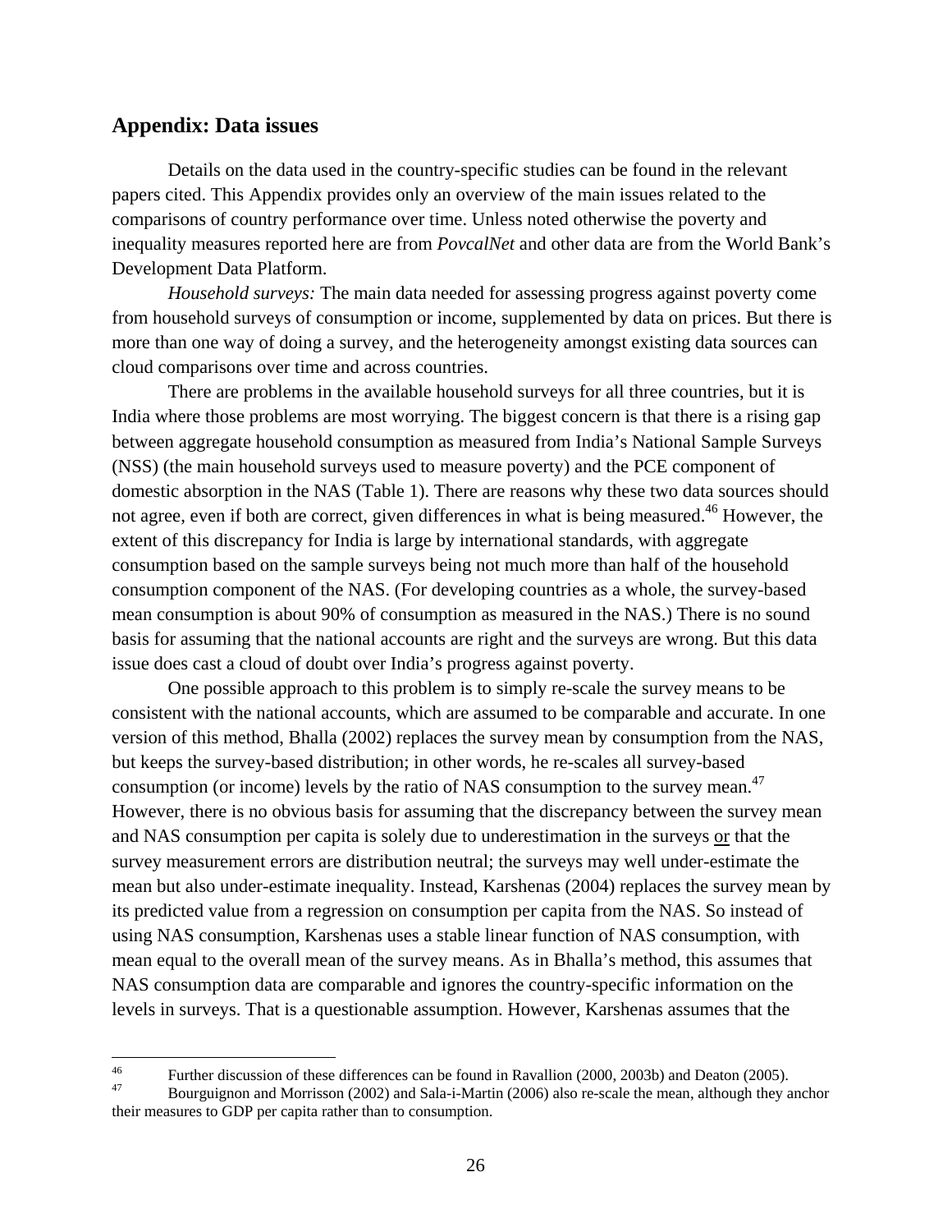## Appendix: Data issues

Details on the data used in the country-specific studies can be found in the relevant papers cited. This Appendix provides only an overview of the main issues related to the comparisons of country performance over time. Unless noted otherwise the poverty and inequality measures reported here are from *PovcalNet* and other data are from the World Bank's Development Data Platform.

*Household surveys:* The main data needed for assessing progress against poverty come from household surveys of consumption or income, supplemented by data on prices. But there is more than one way of doing a survey, and the heterogeneity amongst existing data sources can cloud comparisons over time and across countries.

There are problems in the available household surveys for all three countries, but it is India where those problems are most worrying. The biggest concern is that there is a rising gap between aggregate household consumption as measured from India's National Sample Surveys (NSS) (the main household surveys used to measure poverty) and the PCE component of domestic absorption in the NAS (Table 1). There are reasons why these two data sources should not agree, even if both are correct, given differences in what is being measured.[46] However, the extent of this discrepancy for India is large by international standards, with aggregate consumption based on the sample surveys being not much more than half of the household consumption component of the NAS. (For developing countries as a whole, the survey-based mean consumption is about 90% of consumption as measured in the NAS.) There is no sound basis for assuming that the national accounts are right and the surveys are wrong. But this data issue does cast a cloud of doubt over India's progress against poverty.

One possible approach to this problem is to simply re-scale the survey means to be consistent with the national accounts, which are assumed to be comparable and accurate. In one version of this method, Bhalla (2002) replaces the survey mean by consumption from the NAS, but keeps the survey-based distribution; in other words, he re-scales all survey-based consumption (or income) levels by the ratio of NAS consumption to the survey mean.[47] However, there is no obvious basis for assuming that the discrepancy between the survey mean and NAS consumption per capita is solely due to underestimation in the surveys <u>or</u> that the survey measurement errors are distribution neutral; the surveys may well under-estimate the mean but also under-estimate inequality. Instead, Karshenas (2004) replaces the survey mean by its predicted value from a regression on consumption per capita from the NAS. So instead of using NAS consumption, Karshenas uses a stable linear function of NAS consumption, with mean equal to the overall mean of the survey means. As in Bhalla's method, this assumes that NAS consumption data are comparable and ignores the country-specific information on the levels in surveys. That is a questionable assumption. However, Karshenas assumes that the

---

[46] Further discussion of these differences can be found in Ravallion (2000, 2003b) and Deaton (2005).

[47] Bourguignon and Morrisson (2002) and Sala-i-Martin (2006) also re-scale the mean, although they anchor their measures to GDP per capita rather than to consumption.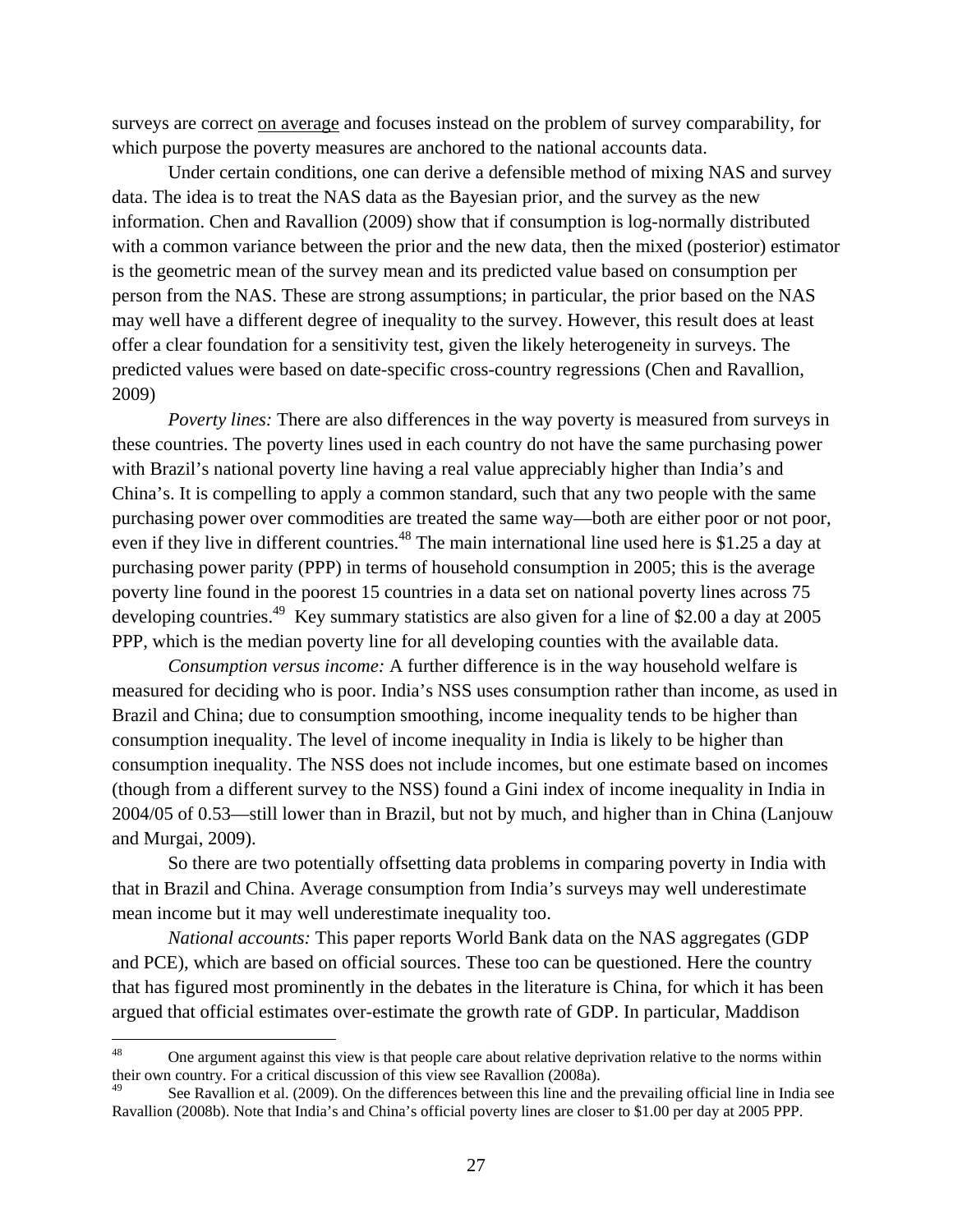surveys are correct on average and focuses instead on the problem of survey comparability, for which purpose the poverty measures are anchored to the national accounts data.

Under certain conditions, one can derive a defensible method of mixing NAS and survey data. The idea is to treat the NAS data as the Bayesian prior, and the survey as the new information. Chen and Ravallion (2009) show that if consumption is log-normally distributed with a common variance between the prior and the new data, then the mixed (posterior) estimator is the geometric mean of the survey mean and its predicted value based on consumption per person from the NAS. These are strong assumptions; in particular, the prior based on the NAS may well have a different degree of inequality to the survey. However, this result does at least offer a clear foundation for a sensitivity test, given the likely heterogeneity in surveys. The predicted values were based on date-specific cross-country regressions (Chen and Ravallion, 2009)

*Poverty lines:* There are also differences in the way poverty is measured from surveys in these countries. The poverty lines used in each country do not have the same purchasing power with Brazil's national poverty line having a real value appreciably higher than India's and China's. It is compelling to apply a common standard, such that any two people with the same purchasing power over commodities are treated the same way—both are either poor or not poor, even if they live in different countries.[48] The main international line used here is $1.25 a day at purchasing power parity (PPP) in terms of household consumption in 2005; this is the average poverty line found in the poorest 15 countries in a data set on national poverty lines across 75 developing countries.[49] Key summary statistics are also given for a line of $2.00 a day at 2005 PPP, which is the median poverty line for all developing counties with the available data.

*Consumption versus income:* A further difference is in the way household welfare is measured for deciding who is poor. India's NSS uses consumption rather than income, as used in Brazil and China; due to consumption smoothing, income inequality tends to be higher than consumption inequality. The level of income inequality in India is likely to be higher than consumption inequality. The NSS does not include incomes, but one estimate based on incomes (though from a different survey to the NSS) found a Gini index of income inequality in India in 2004/05 of 0.53—still lower than in Brazil, but not by much, and higher than in China (Lanjouw and Murgai, 2009).

So there are two potentially offsetting data problems in comparing poverty in India with that in Brazil and China. Average consumption from India's surveys may well underestimate mean income but it may well underestimate inequality too.

*National accounts:* This paper reports World Bank data on the NAS aggregates (GDP and PCE), which are based on official sources. These too can be questioned. Here the country that has figured most prominently in the debates in the literature is China, for which it has been argued that official estimates over-estimate the growth rate of GDP. In particular, Maddison

---

[48] One argument against this view is that people care about relative deprivation relative to the norms within their own country. For a critical discussion of this view see Ravallion (2008a).

[49] See Ravallion et al. (2009). On the differences between this line and the prevailing official line in India see Ravallion (2008b). Note that India's and China's official poverty lines are closer to $1.00 per day at 2005 PPP.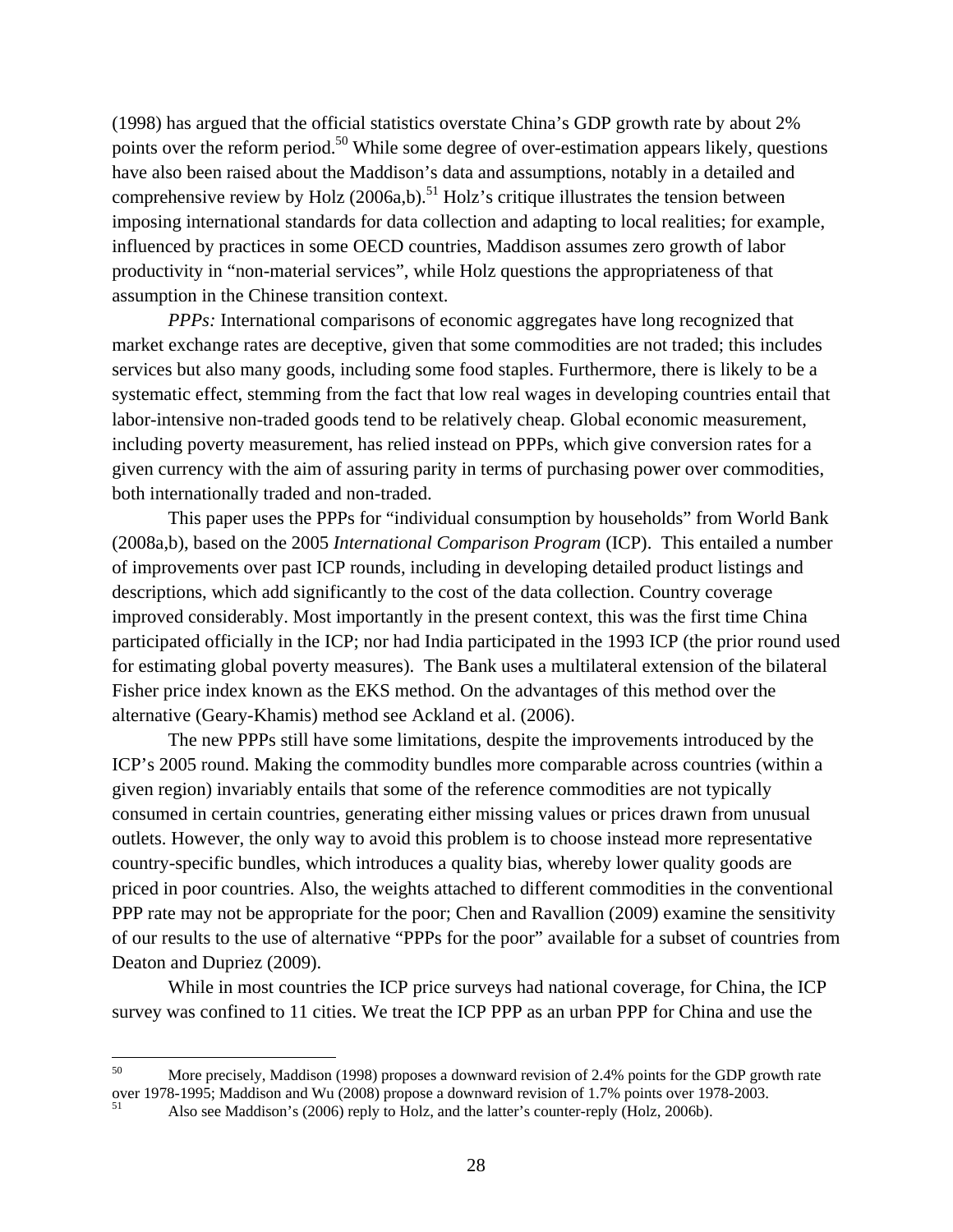(1998) has argued that the official statistics overstate China's GDP growth rate by about 2% points over the reform period.[50] While some degree of over-estimation appears likely, questions have also been raised about the Maddison's data and assumptions, notably in a detailed and comprehensive review by Holz (2006a,b).[51] Holz's critique illustrates the tension between imposing international standards for data collection and adapting to local realities; for example, influenced by practices in some OECD countries, Maddison assumes zero growth of labor productivity in "non-material services", while Holz questions the appropriateness of that assumption in the Chinese transition context.

*PPPs:* International comparisons of economic aggregates have long recognized that market exchange rates are deceptive, given that some commodities are not traded; this includes services but also many goods, including some food staples. Furthermore, there is likely to be a systematic effect, stemming from the fact that low real wages in developing countries entail that labor-intensive non-traded goods tend to be relatively cheap. Global economic measurement, including poverty measurement, has relied instead on PPPs, which give conversion rates for a given currency with the aim of assuring parity in terms of purchasing power over commodities, both internationally traded and non-traded.

This paper uses the PPPs for "individual consumption by households" from World Bank (2008a,b), based on the 2005 *International Comparison Program* (ICP). This entailed a number of improvements over past ICP rounds, including in developing detailed product listings and descriptions, which add significantly to the cost of the data collection. Country coverage improved considerably. Most importantly in the present context, this was the first time China participated officially in the ICP; nor had India participated in the 1993 ICP (the prior round used for estimating global poverty measures). The Bank uses a multilateral extension of the bilateral Fisher price index known as the EKS method. On the advantages of this method over the alternative (Geary-Khamis) method see Ackland et al. (2006).

The new PPPs still have some limitations, despite the improvements introduced by the ICP's 2005 round. Making the commodity bundles more comparable across countries (within a given region) invariably entails that some of the reference commodities are not typically consumed in certain countries, generating either missing values or prices drawn from unusual outlets. However, the only way to avoid this problem is to choose instead more representative country-specific bundles, which introduces a quality bias, whereby lower quality goods are priced in poor countries. Also, the weights attached to different commodities in the conventional PPP rate may not be appropriate for the poor; Chen and Ravallion (2009) examine the sensitivity of our results to the use of alternative "PPPs for the poor" available for a subset of countries from Deaton and Dupriez (2009).

While in most countries the ICP price surveys had national coverage, for China, the ICP survey was confined to 11 cities. We treat the ICP PPP as an urban PPP for China and use the

---

[50] More precisely, Maddison (1998) proposes a downward revision of 2.4% points for the GDP growth rate over 1978-1995; Maddison and Wu (2008) propose a downward revision of 1.7% points over 1978-2003.

[51] Also see Maddison's (2006) reply to Holz, and the latter's counter-reply (Holz, 2006b).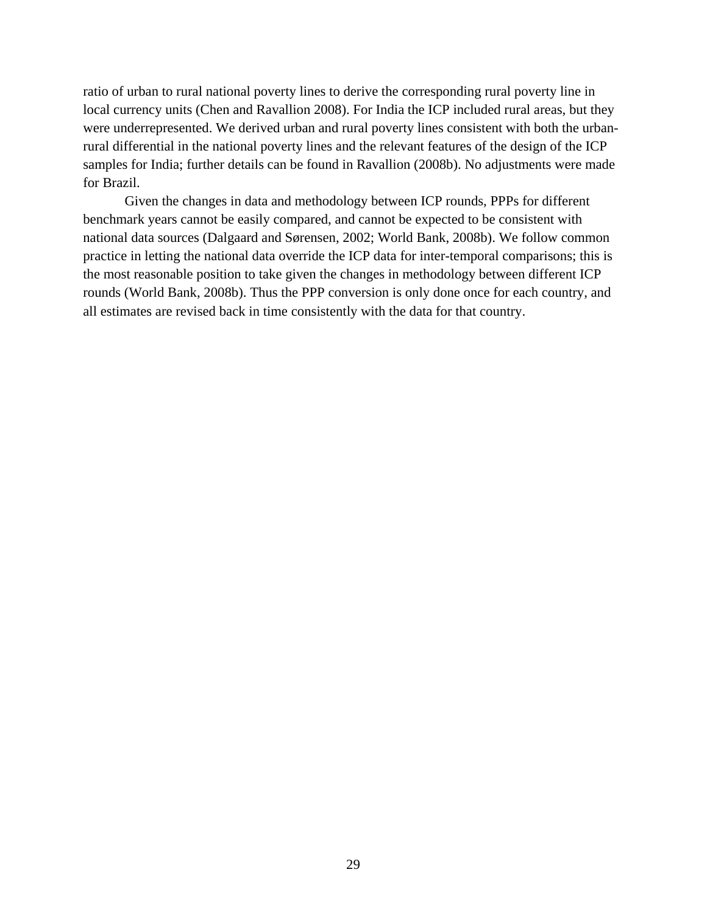ratio of urban to rural national poverty lines to derive the corresponding rural poverty line in local currency units (Chen and Ravallion 2008). For India the ICP included rural areas, but they were underrepresented. We derived urban and rural poverty lines consistent with both the urban-rural differential in the national poverty lines and the relevant features of the design of the ICP samples for India; further details can be found in Ravallion (2008b). No adjustments were made for Brazil.

Given the changes in data and methodology between ICP rounds, PPPs for different benchmark years cannot be easily compared, and cannot be expected to be consistent with national data sources (Dalgaard and Sørensen, 2002; World Bank, 2008b). We follow common practice in letting the national data override the ICP data for inter-temporal comparisons; this is the most reasonable position to take given the changes in methodology between different ICP rounds (World Bank, 2008b). Thus the PPP conversion is only done once for each country, and all estimates are revised back in time consistently with the data for that country.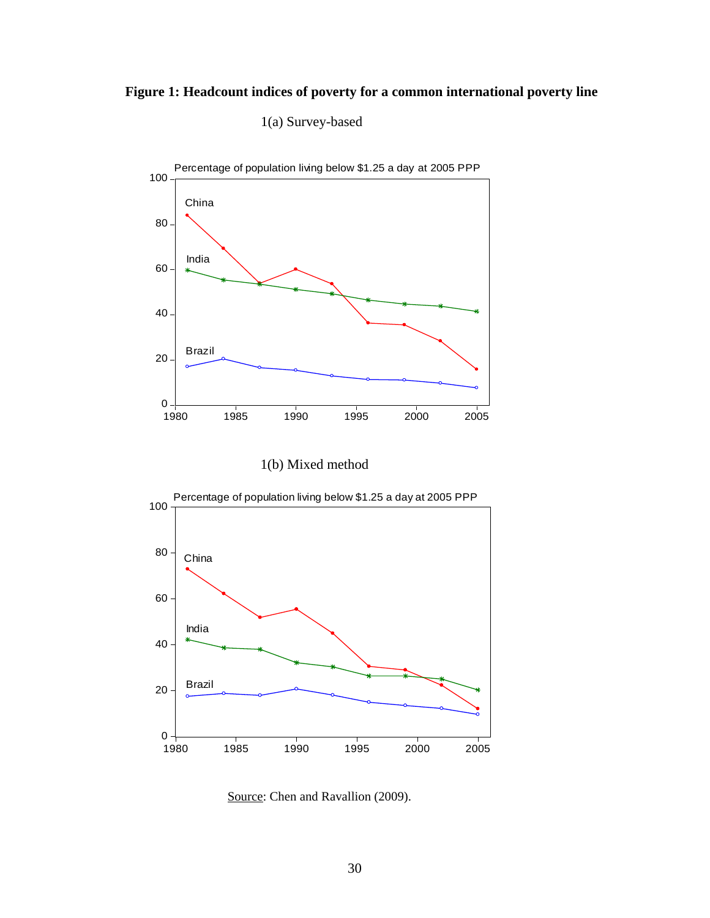**Figure 1: Headcount indices of poverty for a common international poverty line**

1(a) Survey-based

1(b) Mixed method

Source: Chen and Ravallion (2009).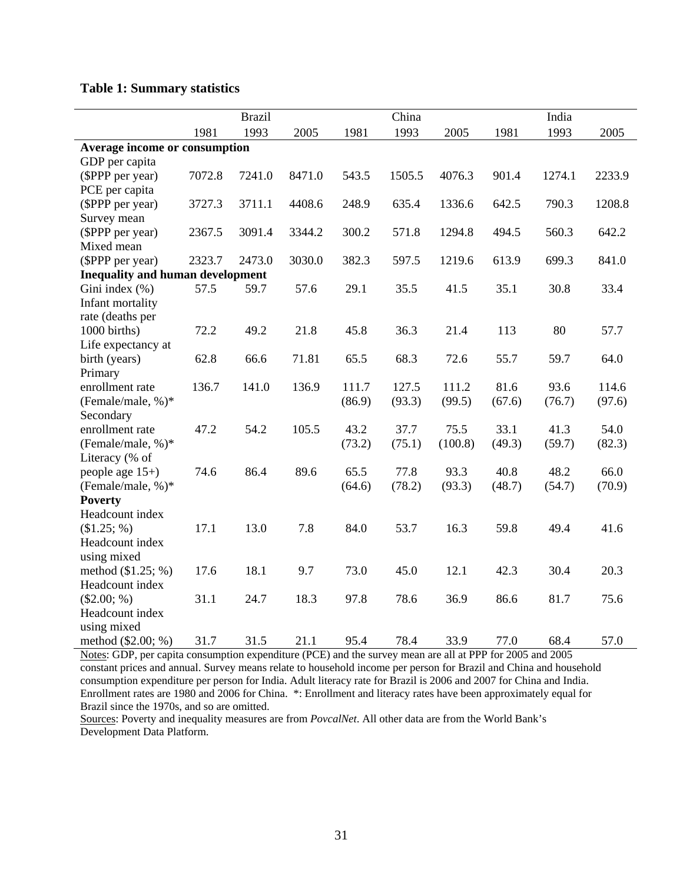**Table 1: Summary statistics**

| | Brazil | | | China | | | India | | |
|---|---|---|---|---|---|---|---|---|---|
| | 1981 | 1993 | 2005 | 1981 | 1993 | 2005 | 1981 | 1993 | 2005 |
| **Average income or consumption** | | | | | | | | | |
| GDP per capita ($PPP per year) | 7072.8 | 7241.0 | 8471.0 | 543.5 | 1505.5 | 4076.3 | 901.4 | 1274.1 | 2233.9 |
| PCE per capita ($PPP per year) | 3727.3 | 3711.1 | 4408.6 | 248.9 | 635.4 | 1336.6 | 642.5 | 790.3 | 1208.8 |
| Survey mean ($PPP per year) | 2367.5 | 3091.4 | 3344.2 | 300.2 | 571.8 | 1294.8 | 494.5 | 560.3 | 642.2 |
| Mixed mean ($PPP per year) | 2323.7 | 2473.0 | 3030.0 | 382.3 | 597.5 | 1219.6 | 613.9 | 699.3 | 841.0 |
| **Inequality and human development** | | | | | | | | | |
| Gini index (%) | 57.5 | 59.7 | 57.6 | 29.1 | 35.5 | 41.5 | 35.1 | 30.8 | 33.4 |
| Infant mortality rate (deaths per 1000 births) | 72.2 | 49.2 | 21.8 | 45.8 | 36.3 | 21.4 | 113 | 80 | 57.7 |
| Life expectancy at birth (years) | 62.8 | 66.6 | 71.81 | 65.5 | 68.3 | 72.6 | 55.7 | 59.7 | 64.0 |
| Primary enrollment rate | 136.7 | 141.0 | 136.9 | 111.7 | 127.5 | 111.2 | 81.6 | 93.6 | 114.6 |
| (Female/male, %)* | | | | (86.9) | (93.3) | (99.5) | (67.6) | (76.7) | (97.6) |
| Secondary enrollment rate | 47.2 | 54.2 | 105.5 | 43.2 | 37.7 | 75.5 | 33.1 | 41.3 | 54.0 |
| (Female/male, %)* | | | | (73.2) | (75.1) | (100.8) | (49.3) | (59.7) | (82.3) |
| Literacy (% of people age 15+) | 74.6 | 86.4 | 89.6 | 65.5 | 77.8 | 93.3 | 40.8 | 48.2 | 66.0 |
| (Female/male, %)* | | | | (64.6) | (78.2) | (93.3) | (48.7) | (54.7) | (70.9) |
| **Poverty** | | | | | | | | | |
| Headcount index ($1.25; %) | 17.1 | 13.0 | 7.8 | 84.0 | 53.7 | 16.3 | 59.8 | 49.4 | 41.6 |
| Headcount index using mixed method ($1.25; %) | 17.6 | 18.1 | 9.7 | 73.0 | 45.0 | 12.1 | 42.3 | 30.4 | 20.3 |
| Headcount index ($2.00; %) | 31.1 | 24.7 | 18.3 | 97.8 | 78.6 | 36.9 | 86.6 | 81.7 | 75.6 |
| Headcount index using mixed method ($2.00; %) | 31.7 | 31.5 | 21.1 | 95.4 | 78.4 | 33.9 | 77.0 | 68.4 | 57.0 |

Notes: GDP, per capita consumption expenditure (PCE) and the survey mean are all at PPP for 2005 and 2005 constant prices and annual. Survey means relate to household income per person for Brazil and China and household consumption expenditure per person for India. Adult literacy rate for Brazil is 2006 and 2007 for China and India. Enrollment rates are 1980 and 2006 for China. *: Enrollment and literacy rates have been approximately equal for Brazil since the 1970s, and so are omitted.

Sources: Poverty and inequality measures are from *PovcalNet*. All other data are from the World Bank's Development Data Platform.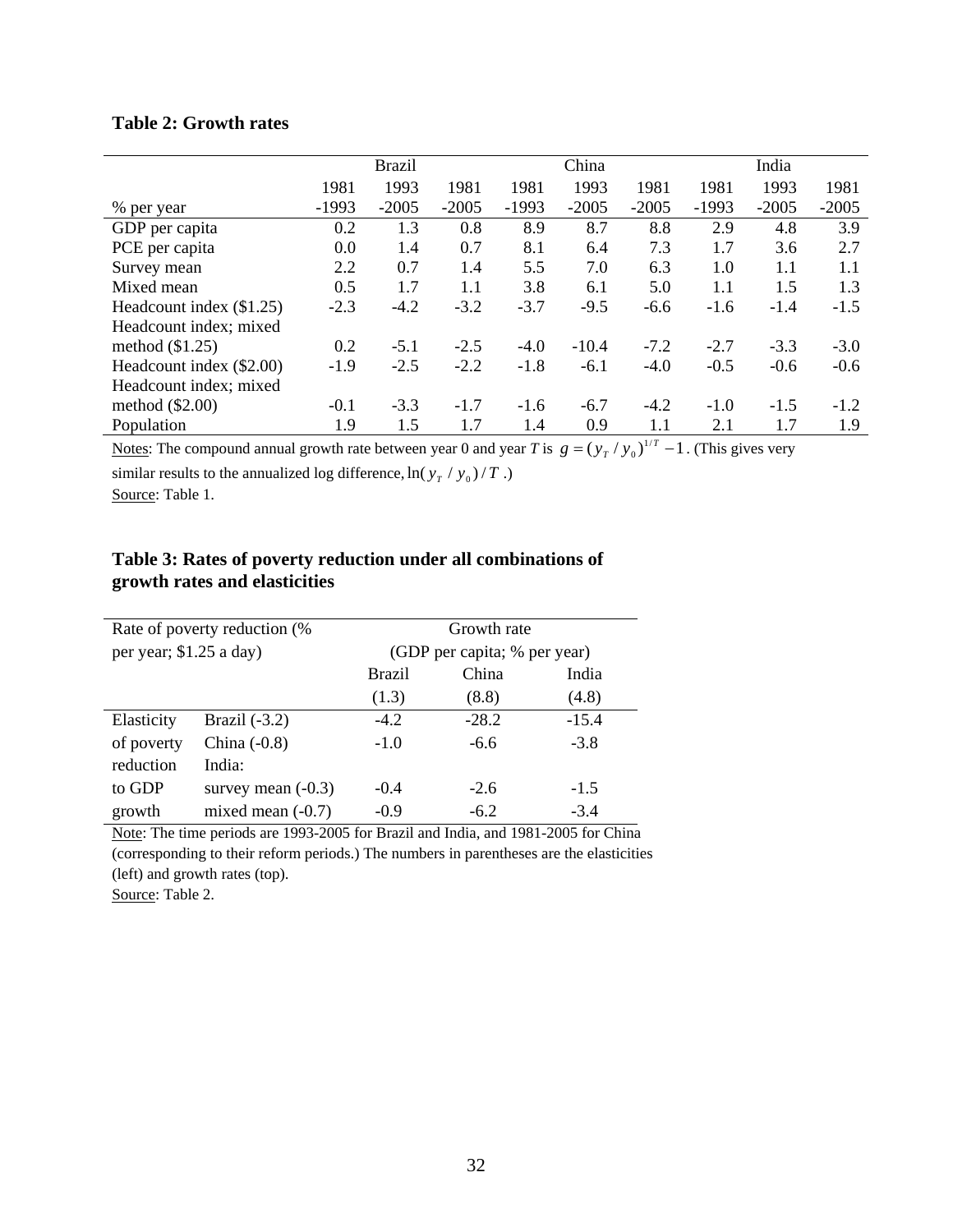**Table 2: Growth rates**

| % per year | Brazil 1981-1993 | Brazil 1993-2005 | Brazil 1981-2005 | China 1981-1993 | China 1993-2005 | China 1981-2005 | India 1981-1993 | India 1993-2005 | India 1981-2005 |
|---|---|---|---|---|---|---|---|---|---|
| GDP per capita | 0.2 | 1.3 | 0.8 | 8.9 | 8.7 | 8.8 | 2.9 | 4.8 | 3.9 |
| PCE per capita | 0.0 | 1.4 | 0.7 | 8.1 | 6.4 | 7.3 | 1.7 | 3.6 | 2.7 |
| Survey mean | 2.2 | 0.7 | 1.4 | 5.5 | 7.0 | 6.3 | 1.0 | 1.1 | 1.1 |
| Mixed mean | 0.5 | 1.7 | 1.1 | 3.8 | 6.1 | 5.0 | 1.1 | 1.5 | 1.3 |
| Headcount index ($1.25) | -2.3 | -4.2 | -3.2 | -3.7 | -9.5 | -6.6 | -1.6 | -1.4 | -1.5 |
| Headcount index; mixed method ($1.25) | 0.2 | -5.1 | -2.5 | -4.0 | -10.4 | -7.2 | -2.7 | -3.3 | -3.0 |
| Headcount index ($2.00) | -1.9 | -2.5 | -2.2 | -1.8 | -6.1 | -4.0 | -0.5 | -0.6 | -0.6 |
| Headcount index; mixed method ($2.00) | -0.1 | -3.3 | -1.7 | -1.6 | -6.7 | -4.2 | -1.0 | -1.5 | -1.2 |
| Population | 1.9 | 1.5 | 1.7 | 1.4 | 0.9 | 1.1 | 2.1 | 1.7 | 1.9 |

Notes: The compound annual growth rate between year 0 and year $T$ is $g = (y_T / y_0)^{1/T} - 1$. (This gives very similar results to the annualized log difference, $\ln(y_T / y_0)/T$.)

Source: Table 1.

**Table 3: Rates of poverty reduction under all combinations of growth rates and elasticities**

| Rate of poverty reduction (% per year; $1.25 a day) | | Growth rate (GDP per capita; % per year): Brazil (1.3) | China (8.8) | India (4.8) |
|---|---|---|---|---|
| Elasticity of poverty reduction to GDP growth | Brazil (-3.2) | -4.2 | -28.2 | -15.4 |
| | China (-0.8) | -1.0 | -6.6 | -3.8 |
| | India: survey mean (-0.3) | -0.4 | -2.6 | -1.5 |
| | India: mixed mean (-0.7) | -0.9 | -6.2 | -3.4 |

Note: The time periods are 1993-2005 for Brazil and India, and 1981-2005 for China (corresponding to their reform periods.) The numbers in parentheses are the elasticities (left) and growth rates (top).

Source: Table 2.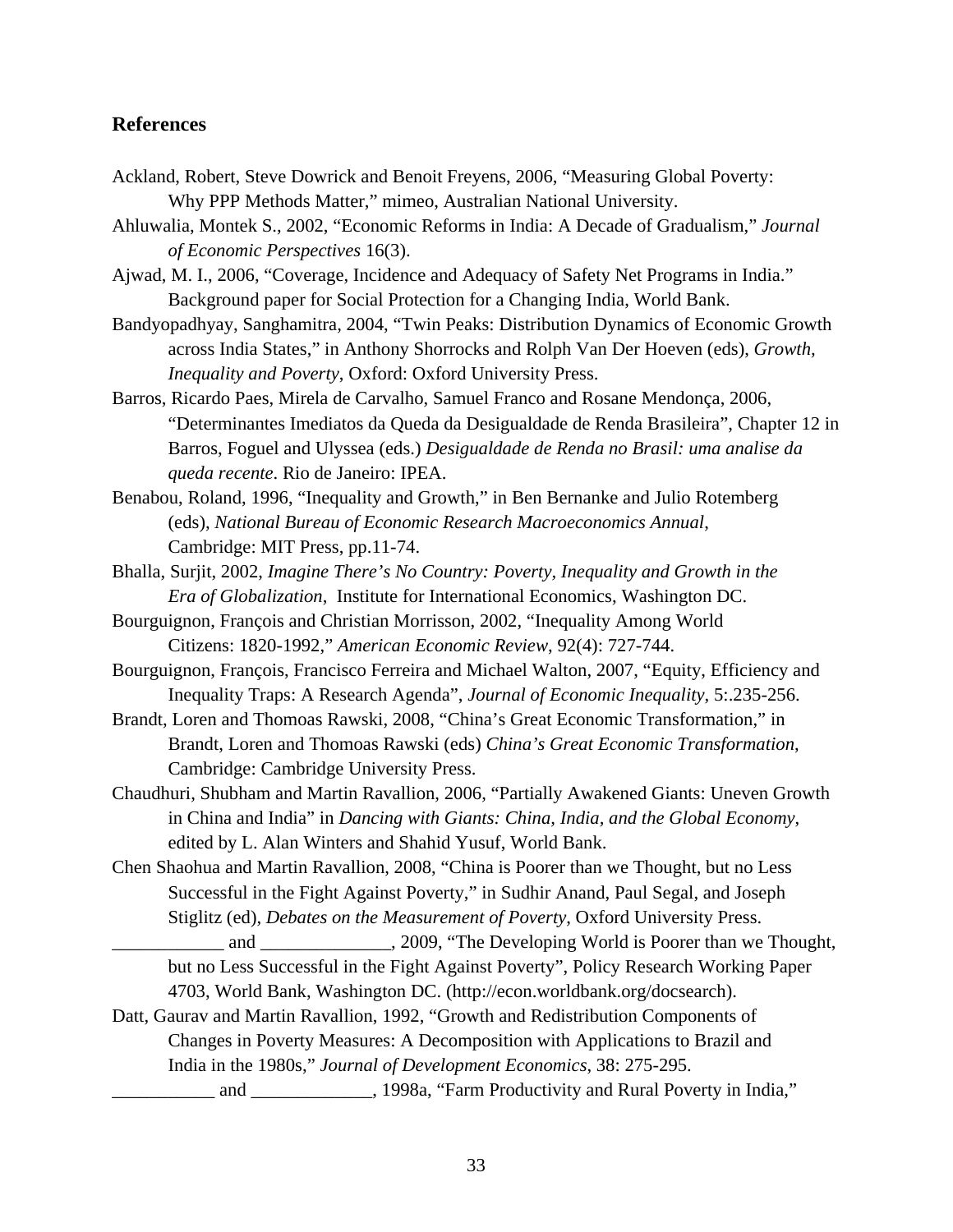## References

Ackland, Robert, Steve Dowrick and Benoit Freyens, 2006, "Measuring Global Poverty: Why PPP Methods Matter," mimeo, Australian National University.

Ahluwalia, Montek S., 2002, "Economic Reforms in India: A Decade of Gradualism," *Journal of Economic Perspectives* 16(3).

Ajwad, M. I., 2006, "Coverage, Incidence and Adequacy of Safety Net Programs in India." Background paper for Social Protection for a Changing India, World Bank.

Bandyopadhyay, Sanghamitra, 2004, "Twin Peaks: Distribution Dynamics of Economic Growth across India States," in Anthony Shorrocks and Rolph Van Der Hoeven (eds), *Growth, Inequality and Poverty*, Oxford: Oxford University Press.

Barros, Ricardo Paes, Mirela de Carvalho, Samuel Franco and Rosane Mendonça, 2006, "Determinantes Imediatos da Queda da Desigualdade de Renda Brasileira", Chapter 12 in Barros, Foguel and Ulyssea (eds.) *Desigualdade de Renda no Brasil: uma analise da queda recente*. Rio de Janeiro: IPEA.

Benabou, Roland, 1996, "Inequality and Growth," in Ben Bernanke and Julio Rotemberg (eds), *National Bureau of Economic Research Macroeconomics Annual*, Cambridge: MIT Press, pp.11-74.

Bhalla, Surjit, 2002, *Imagine There's No Country: Poverty, Inequality and Growth in the Era of Globalization*, Institute for International Economics, Washington DC.

Bourguignon, François and Christian Morrisson, 2002, "Inequality Among World Citizens: 1820-1992," *American Economic Review*, 92(4): 727-744.

Bourguignon, François, Francisco Ferreira and Michael Walton, 2007, "Equity, Efficiency and Inequality Traps: A Research Agenda", *Journal of Economic Inequality*, 5:.235-256.

Brandt, Loren and Thomoas Rawski, 2008, "China's Great Economic Transformation," in Brandt, Loren and Thomoas Rawski (eds) *China's Great Economic Transformation*, Cambridge: Cambridge University Press.

Chaudhuri, Shubham and Martin Ravallion, 2006, "Partially Awakened Giants: Uneven Growth in China and India" in *Dancing with Giants: China, India, and the Global Economy*, edited by L. Alan Winters and Shahid Yusuf, World Bank.

Chen Shaohua and Martin Ravallion, 2008, "China is Poorer than we Thought, but no Less Successful in the Fight Against Poverty," in Sudhir Anand, Paul Segal, and Joseph Stiglitz (ed), *Debates on the Measurement of Poverty*, Oxford University Press.

____________ and ______________, 2009, "The Developing World is Poorer than we Thought, but no Less Successful in the Fight Against Poverty", Policy Research Working Paper 4703, World Bank, Washington DC. (http://econ.worldbank.org/docsearch).

Datt, Gaurav and Martin Ravallion, 1992, "Growth and Redistribution Components of Changes in Poverty Measures: A Decomposition with Applications to Brazil and India in the 1980s," *Journal of Development Economics*, 38: 275-295.

___________ and _____________, 1998a, "Farm Productivity and Rural Poverty in India,"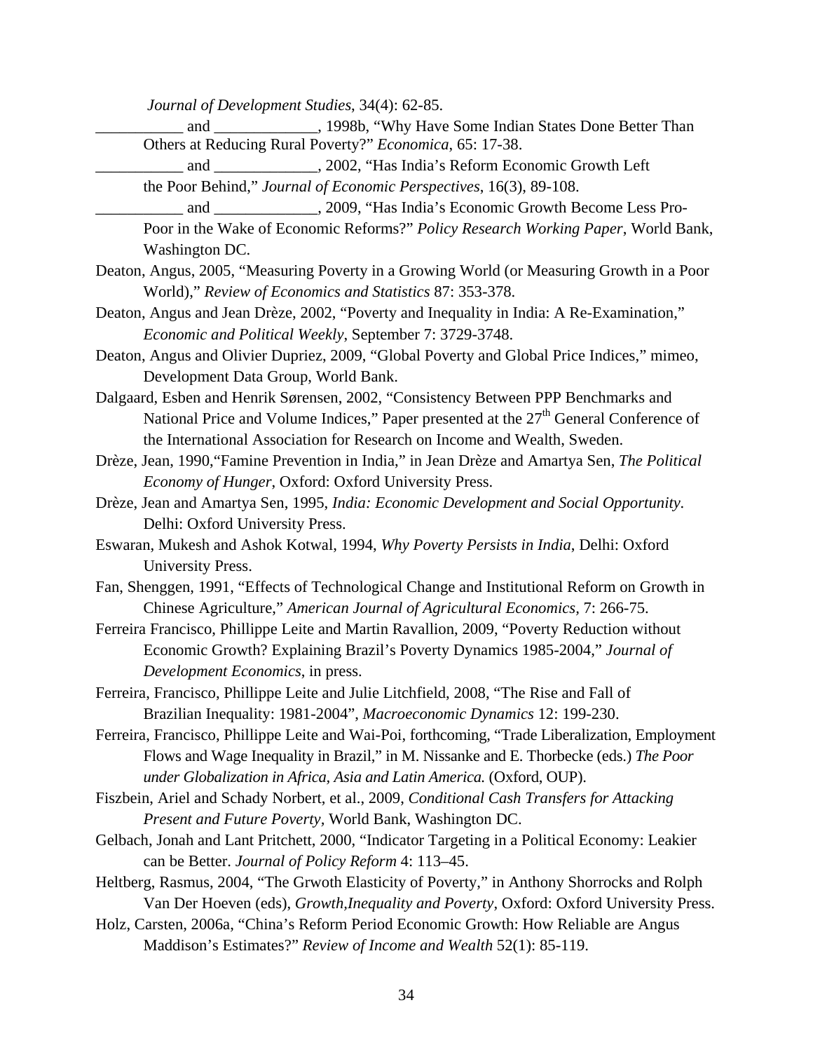*Journal of Development Studies*, 34(4): 62-85.

___________ and _____________, 1998b, "Why Have Some Indian States Done Better Than Others at Reducing Rural Poverty?" *Economica*, 65: 17-38.

___________ and _____________, 2002, "Has India's Reform Economic Growth Left the Poor Behind," *Journal of Economic Perspectives*, 16(3), 89-108.

___________ and _____________, 2009, "Has India's Economic Growth Become Less Pro-Poor in the Wake of Economic Reforms?" *Policy Research Working Paper*, World Bank, Washington DC.

Deaton, Angus, 2005, "Measuring Poverty in a Growing World (or Measuring Growth in a Poor World)," *Review of Economics and Statistics* 87: 353-378.

Deaton, Angus and Jean Drèze, 2002, "Poverty and Inequality in India: A Re-Examination," *Economic and Political Weekly*, September 7: 3729-3748.

Deaton, Angus and Olivier Dupriez, 2009, "Global Poverty and Global Price Indices," mimeo, Development Data Group, World Bank.

Dalgaard, Esben and Henrik Sørensen, 2002, "Consistency Between PPP Benchmarks and National Price and Volume Indices," Paper presented at the 27th General Conference of the International Association for Research on Income and Wealth, Sweden.

Drèze, Jean, 1990,"Famine Prevention in India," in Jean Drèze and Amartya Sen, *The Political Economy of Hunger*, Oxford: Oxford University Press.

Drèze, Jean and Amartya Sen, 1995, *India: Economic Development and Social Opportunity*. Delhi: Oxford University Press.

Eswaran, Mukesh and Ashok Kotwal, 1994, *Why Poverty Persists in India*, Delhi: Oxford University Press.

Fan, Shenggen, 1991, "Effects of Technological Change and Institutional Reform on Growth in Chinese Agriculture," *American Journal of Agricultural Economics*, 7: 266-75.

Ferreira Francisco, Phillippe Leite and Martin Ravallion, 2009, "Poverty Reduction without Economic Growth? Explaining Brazil's Poverty Dynamics 1985-2004," *Journal of Development Economics*, in press.

Ferreira, Francisco, Phillippe Leite and Julie Litchfield, 2008, "The Rise and Fall of Brazilian Inequality: 1981-2004", *Macroeconomic Dynamics* 12: 199-230.

Ferreira, Francisco, Phillippe Leite and Wai-Poi, forthcoming, "Trade Liberalization, Employment Flows and Wage Inequality in Brazil," in M. Nissanke and E. Thorbecke (eds.) *The Poor under Globalization in Africa, Asia and Latin America.* (Oxford, OUP).

Fiszbein, Ariel and Schady Norbert, et al., 2009, *Conditional Cash Transfers for Attacking Present and Future Poverty*, World Bank, Washington DC.

Gelbach, Jonah and Lant Pritchett, 2000, "Indicator Targeting in a Political Economy: Leakier can be Better. *Journal of Policy Reform* 4: 113–45.

Heltberg, Rasmus, 2004, "The Grwoth Elasticity of Poverty," in Anthony Shorrocks and Rolph Van Der Hoeven (eds), *Growth,Inequality and Poverty*, Oxford: Oxford University Press.

Holz, Carsten, 2006a, "China's Reform Period Economic Growth: How Reliable are Angus Maddison's Estimates?" *Review of Income and Wealth* 52(1): 85-119.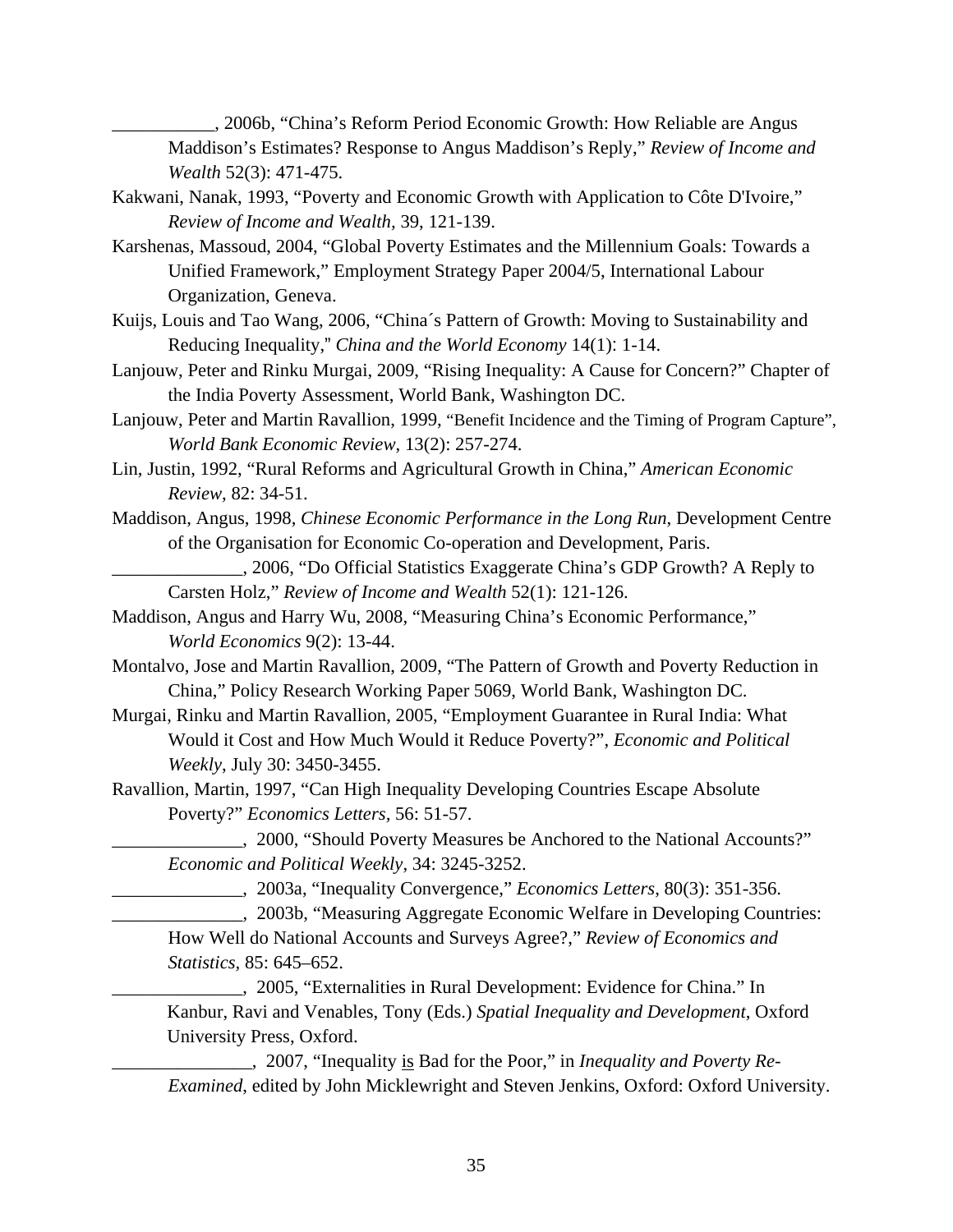___________, 2006b, "China's Reform Period Economic Growth: How Reliable are Angus Maddison's Estimates? Response to Angus Maddison's Reply," *Review of Income and Wealth* 52(3): 471-475.

Kakwani, Nanak, 1993, "Poverty and Economic Growth with Application to Côte D'Ivoire," *Review of Income and Wealth*, 39, 121-139.

Karshenas, Massoud, 2004, "Global Poverty Estimates and the Millennium Goals: Towards a Unified Framework," Employment Strategy Paper 2004/5, International Labour Organization, Geneva.

Kuijs, Louis and Tao Wang, 2006, "China´s Pattern of Growth: Moving to Sustainability and Reducing Inequality," *China and the World Economy* 14(1): 1-14.

Lanjouw, Peter and Rinku Murgai, 2009, "Rising Inequality: A Cause for Concern?" Chapter of the India Poverty Assessment, World Bank, Washington DC.

Lanjouw, Peter and Martin Ravallion, 1999, "Benefit Incidence and the Timing of Program Capture", *World Bank Economic Review*, 13(2): 257-274.

Lin, Justin, 1992, "Rural Reforms and Agricultural Growth in China," *American Economic Review*, 82: 34-51.

Maddison, Angus, 1998, *Chinese Economic Performance in the Long Run*, Development Centre of the Organisation for Economic Co-operation and Development, Paris.

______________, 2006, "Do Official Statistics Exaggerate China's GDP Growth? A Reply to Carsten Holz," *Review of Income and Wealth* 52(1): 121-126.

Maddison, Angus and Harry Wu, 2008, "Measuring China's Economic Performance," *World Economics* 9(2): 13-44.

Montalvo, Jose and Martin Ravallion, 2009, "The Pattern of Growth and Poverty Reduction in China," Policy Research Working Paper 5069, World Bank, Washington DC.

Murgai, Rinku and Martin Ravallion, 2005, "Employment Guarantee in Rural India: What Would it Cost and How Much Would it Reduce Poverty?", *Economic and Political Weekly*, July 30: 3450-3455.

Ravallion, Martin, 1997, "Can High Inequality Developing Countries Escape Absolute Poverty?" *Economics Letters*, 56: 51-57.

______________, 2000, "Should Poverty Measures be Anchored to the National Accounts?" *Economic and Political Weekly*, 34: 3245-3252.

______________, 2003a, "Inequality Convergence," *Economics Letters*, 80(3): 351-356.

______________, 2003b, "Measuring Aggregate Economic Welfare in Developing Countries: How Well do National Accounts and Surveys Agree?," *Review of Economics and Statistics*, 85: 645–652.

______________, 2005, "Externalities in Rural Development: Evidence for China." In Kanbur, Ravi and Venables, Tony (Eds.) *Spatial Inequality and Development*, Oxford University Press, Oxford.

_______________, 2007, "Inequality is Bad for the Poor," in *Inequality and Poverty Re-Examined*, edited by John Micklewright and Steven Jenkins, Oxford: Oxford University.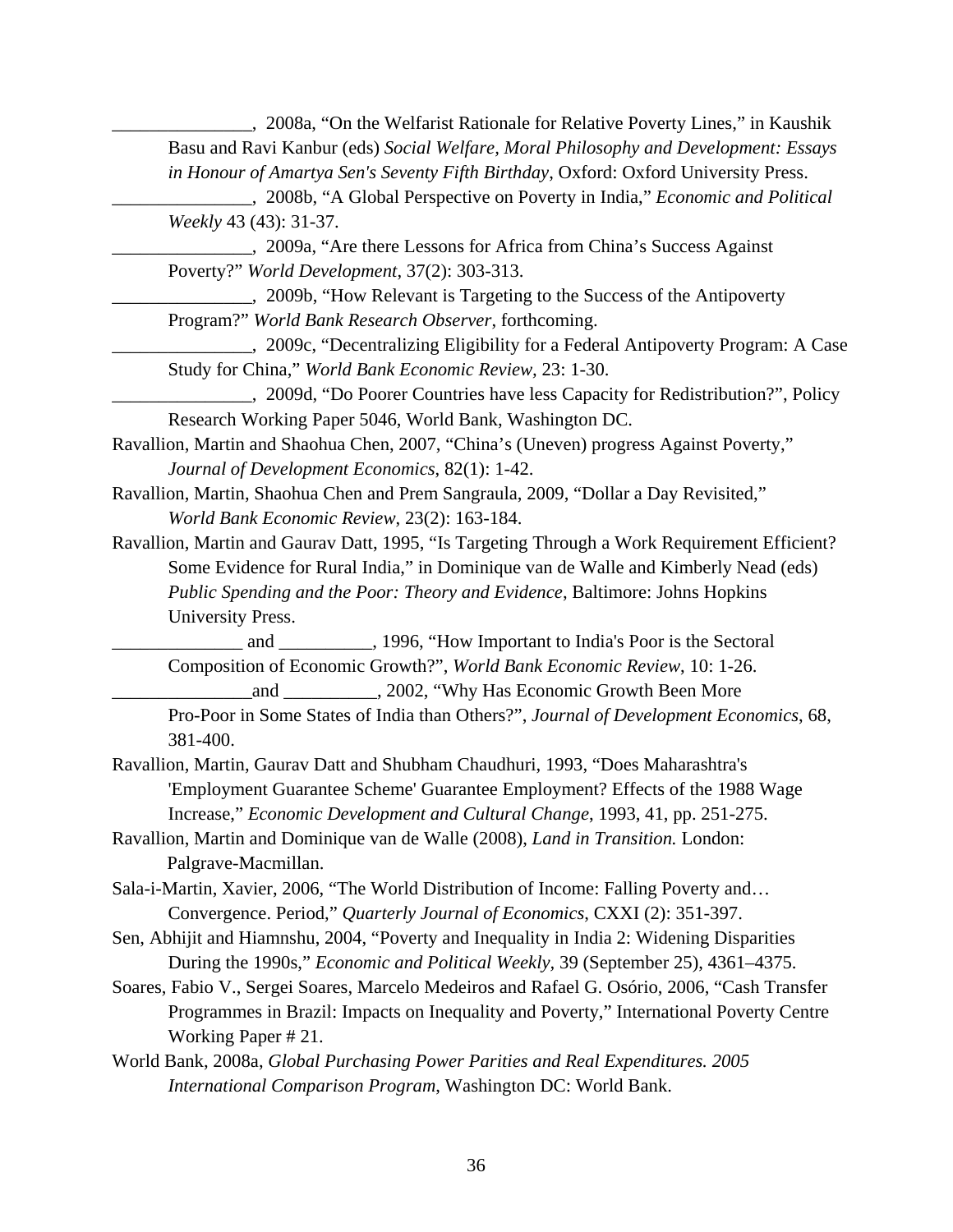_______________, 2008a, "On the Welfarist Rationale for Relative Poverty Lines," in Kaushik Basu and Ravi Kanbur (eds) *Social Welfare, Moral Philosophy and Development: Essays in Honour of Amartya Sen's Seventy Fifth Birthday*, Oxford: Oxford University Press.

_______________, 2008b, "A Global Perspective on Poverty in India," *Economic and Political Weekly* 43 (43): 31-37.

_______________, 2009a, "Are there Lessons for Africa from China's Success Against Poverty?" *World Development*, 37(2): 303-313.

_______________, 2009b, "How Relevant is Targeting to the Success of the Antipoverty Program?" *World Bank Research Observer*, forthcoming.

_______________, 2009c, "Decentralizing Eligibility for a Federal Antipoverty Program: A Case Study for China," *World Bank Economic Review*, 23: 1-30.

_______________, 2009d, "Do Poorer Countries have less Capacity for Redistribution?", Policy Research Working Paper 5046, World Bank, Washington DC.

Ravallion, Martin and Shaohua Chen, 2007, "China's (Uneven) progress Against Poverty," *Journal of Development Economics*, 82(1): 1-42.

Ravallion, Martin, Shaohua Chen and Prem Sangraula, 2009, "Dollar a Day Revisited," *World Bank Economic Review*, 23(2): 163-184.

Ravallion, Martin and Gaurav Datt, 1995, "Is Targeting Through a Work Requirement Efficient? Some Evidence for Rural India," in Dominique van de Walle and Kimberly Nead (eds) *Public Spending and the Poor: Theory and Evidence*, Baltimore: Johns Hopkins University Press.

______________ and __________, 1996, "How Important to India's Poor is the Sectoral Composition of Economic Growth?", *World Bank Economic Review*, 10: 1-26.

_______________and __________, 2002, "Why Has Economic Growth Been More Pro-Poor in Some States of India than Others?", *Journal of Development Economics*, 68, 381-400.

Ravallion, Martin, Gaurav Datt and Shubham Chaudhuri, 1993, "Does Maharashtra's 'Employment Guarantee Scheme' Guarantee Employment? Effects of the 1988 Wage Increase," *Economic Development and Cultural Change*, 1993, 41, pp. 251-275.

Ravallion, Martin and Dominique van de Walle (2008), *Land in Transition.* London: Palgrave-Macmillan.

Sala-i-Martin, Xavier, 2006, "The World Distribution of Income: Falling Poverty and… Convergence. Period," *Quarterly Journal of Economics*, CXXI (2): 351-397.

Sen, Abhijit and Hiamnshu, 2004, "Poverty and Inequality in India 2: Widening Disparities During the 1990s," *Economic and Political Weekly*, 39 (September 25), 4361–4375.

Soares, Fabio V., Sergei Soares, Marcelo Medeiros and Rafael G. Osório, 2006, "Cash Transfer Programmes in Brazil: Impacts on Inequality and Poverty," International Poverty Centre Working Paper # 21.

World Bank, 2008a, *Global Purchasing Power Parities and Real Expenditures. 2005 International Comparison Program*, Washington DC: World Bank.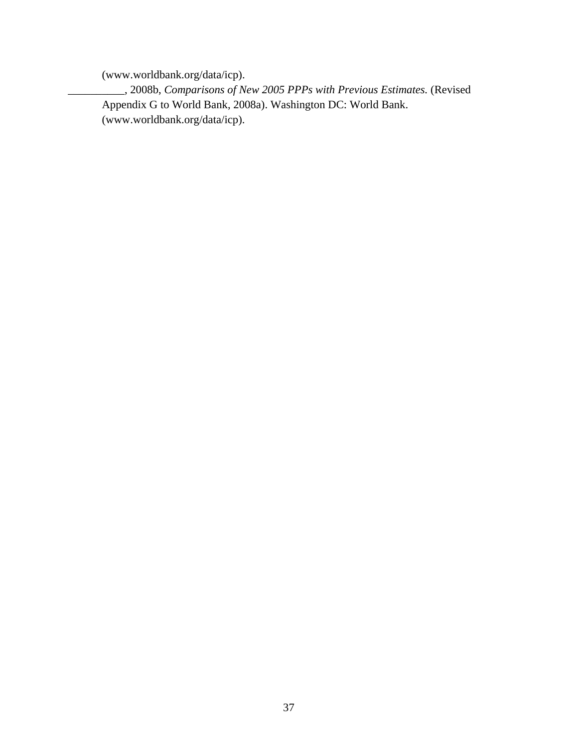(www.worldbank.org/data/icp).

__________, 2008b, *Comparisons of New 2005 PPPs with Previous Estimates*. (Revised Appendix G to World Bank, 2008a). Washington DC: World Bank. (www.worldbank.org/data/icp).